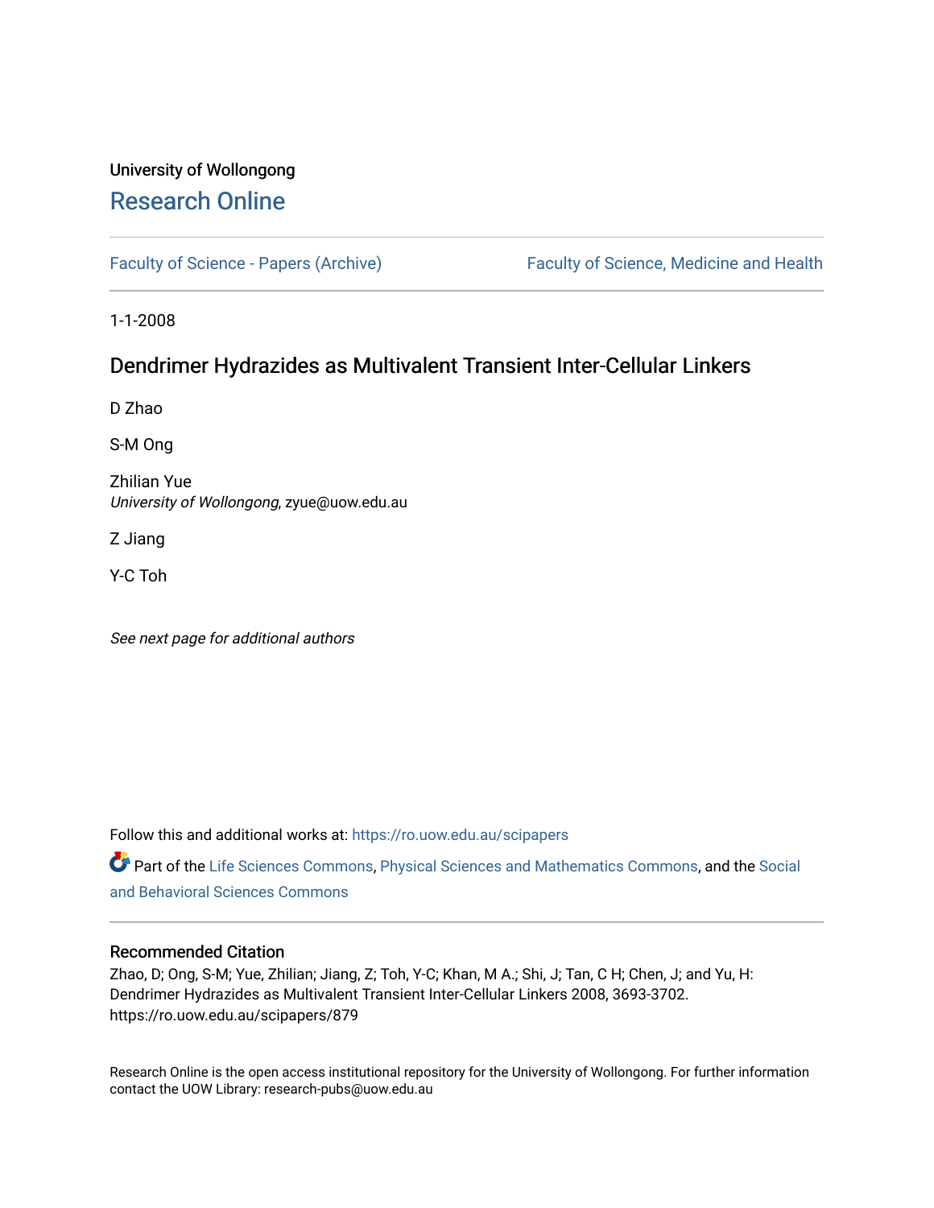University of Wollongong

# Research Online

Faculty of Science - Papers (Archive) | Faculty of Science, Medicine and Health

1-1-2008

## Dendrimer Hydrazides as Multivalent Transient Inter-Cellular Linkers

D Zhao

S-M Ong

Zhilian Yue
*University of Wollongong*, zyue@uow.edu.au

Z Jiang

Y-C Toh

*See next page for additional authors*

Follow this and additional works at: https://ro.uow.edu.au/scipapers

Part of the Life Sciences Commons, Physical Sciences and Mathematics Commons, and the Social and Behavioral Sciences Commons

### Recommended Citation

Zhao, D; Ong, S-M; Yue, Zhilian; Jiang, Z; Toh, Y-C; Khan, M A.; Shi, J; Tan, C H; Chen, J; and Yu, H: Dendrimer Hydrazides as Multivalent Transient Inter-Cellular Linkers 2008, 3693-3702.
https://ro.uow.edu.au/scipapers/879

Research Online is the open access institutional repository for the University of Wollongong. For further information contact the UOW Library: research-pubs@uow.edu.au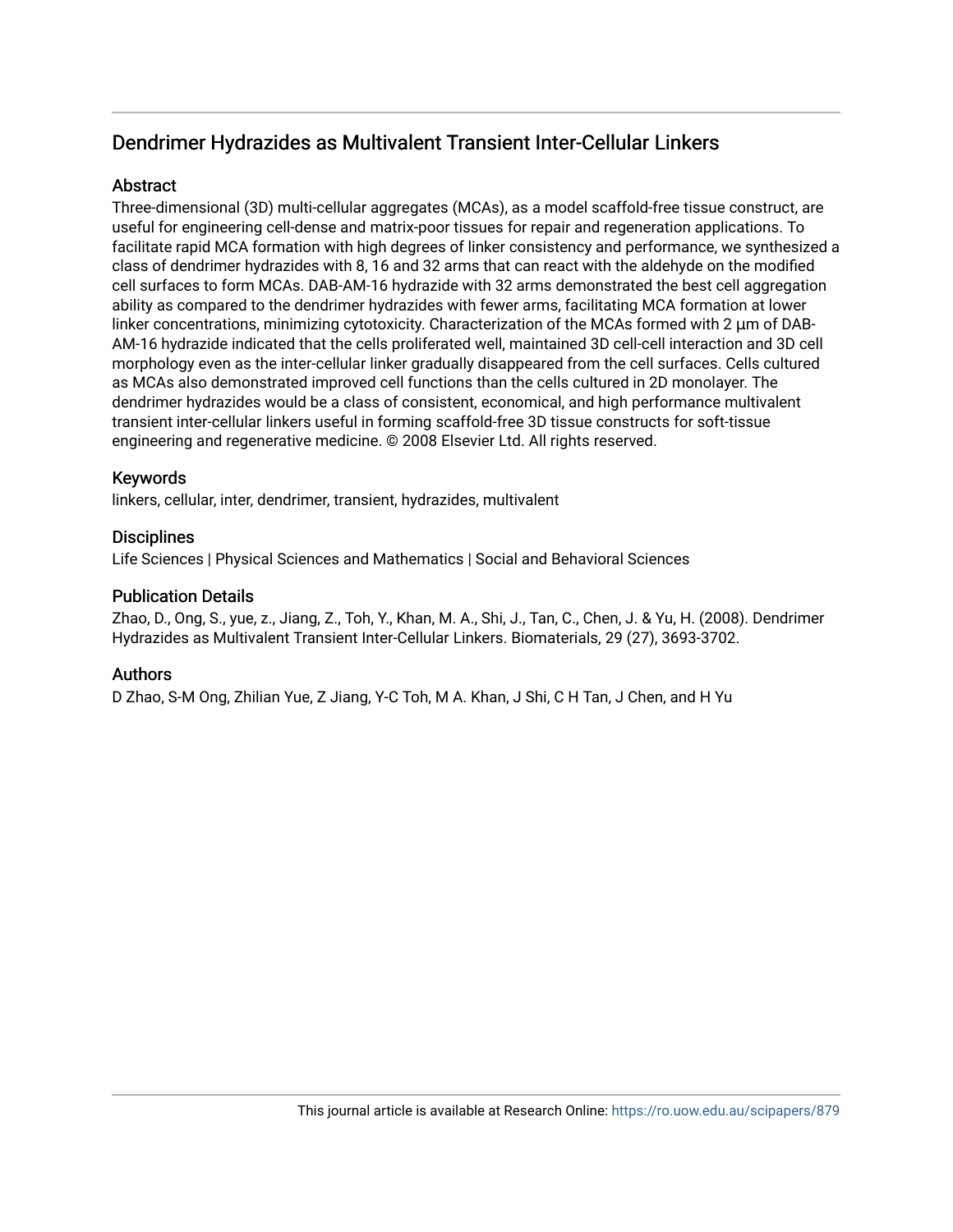# Dendrimer Hydrazides as Multivalent Transient Inter-Cellular Linkers

## Abstract

Three-dimensional (3D) multi-cellular aggregates (MCAs), as a model scaffold-free tissue construct, are useful for engineering cell-dense and matrix-poor tissues for repair and regeneration applications. To facilitate rapid MCA formation with high degrees of linker consistency and performance, we synthesized a class of dendrimer hydrazides with 8, 16 and 32 arms that can react with the aldehyde on the modified cell surfaces to form MCAs. DAB-AM-16 hydrazide with 32 arms demonstrated the best cell aggregation ability as compared to the dendrimer hydrazides with fewer arms, facilitating MCA formation at lower linker concentrations, minimizing cytotoxicity. Characterization of the MCAs formed with 2 µm of DAB-AM-16 hydrazide indicated that the cells proliferated well, maintained 3D cell-cell interaction and 3D cell morphology even as the inter-cellular linker gradually disappeared from the cell surfaces. Cells cultured as MCAs also demonstrated improved cell functions than the cells cultured in 2D monolayer. The dendrimer hydrazides would be a class of consistent, economical, and high performance multivalent transient inter-cellular linkers useful in forming scaffold-free 3D tissue constructs for soft-tissue engineering and regenerative medicine. © 2008 Elsevier Ltd. All rights reserved.

## Keywords

linkers, cellular, inter, dendrimer, transient, hydrazides, multivalent

## Disciplines

Life Sciences | Physical Sciences and Mathematics | Social and Behavioral Sciences

## Publication Details

Zhao, D., Ong, S., yue, z., Jiang, Z., Toh, Y., Khan, M. A., Shi, J., Tan, C., Chen, J. & Yu, H. (2008). Dendrimer Hydrazides as Multivalent Transient Inter-Cellular Linkers. Biomaterials, 29 (27), 3693-3702.

## Authors

D Zhao, S-M Ong, Zhilian Yue, Z Jiang, Y-C Toh, M A. Khan, J Shi, C H Tan, J Chen, and H Yu

This journal article is available at Research Online: https://ro.uow.edu.au/scipapers/879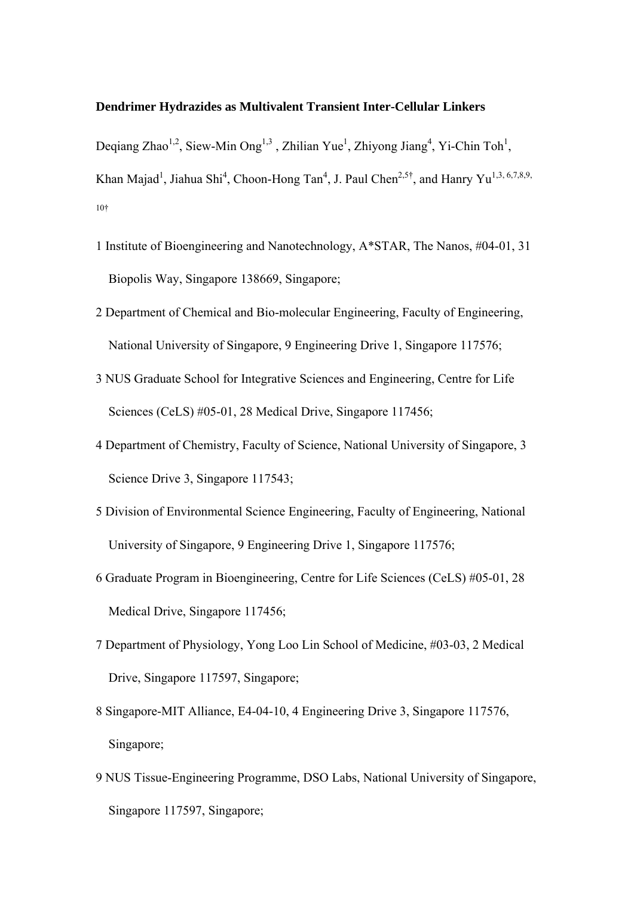**Dendrimer Hydrazides as Multivalent Transient Inter-Cellular Linkers**

Deqiang Zhao[1,2], Siew-Min Ong[1,3] , Zhilian Yue[1], Zhiyong Jiang[4], Yi-Chin Toh[1], Khan Majad[1], Jiahua Shi[4], Choon-Hong Tan[4], J. Paul Chen[2,5†], and Hanry Yu[1,3, 6,7,8,9, 10†]

1 Institute of Bioengineering and Nanotechnology, A*STAR, The Nanos, #04-01, 31 Biopolis Way, Singapore 138669, Singapore;

2 Department of Chemical and Bio-molecular Engineering, Faculty of Engineering, National University of Singapore, 9 Engineering Drive 1, Singapore 117576;

3 NUS Graduate School for Integrative Sciences and Engineering, Centre for Life Sciences (CeLS) #05-01, 28 Medical Drive, Singapore 117456;

4 Department of Chemistry, Faculty of Science, National University of Singapore, 3 Science Drive 3, Singapore 117543;

5 Division of Environmental Science Engineering, Faculty of Engineering, National University of Singapore, 9 Engineering Drive 1, Singapore 117576;

6 Graduate Program in Bioengineering, Centre for Life Sciences (CeLS) #05-01, 28 Medical Drive, Singapore 117456;

7 Department of Physiology, Yong Loo Lin School of Medicine, #03-03, 2 Medical Drive, Singapore 117597, Singapore;

8 Singapore-MIT Alliance, E4-04-10, 4 Engineering Drive 3, Singapore 117576, Singapore;

9 NUS Tissue-Engineering Programme, DSO Labs, National University of Singapore, Singapore 117597, Singapore;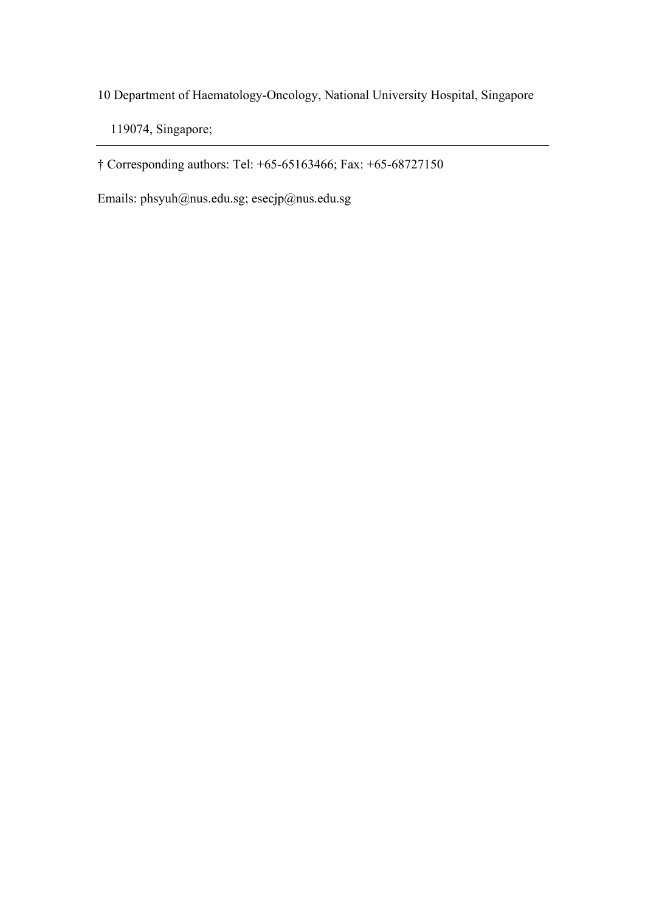10 Department of Haematology-Oncology, National University Hospital, Singapore 119074, Singapore;

---

† Corresponding authors: Tel: +65-65163466; Fax: +65-68727150

Emails: phsyuh@nus.edu.sg; esecjp@nus.edu.sg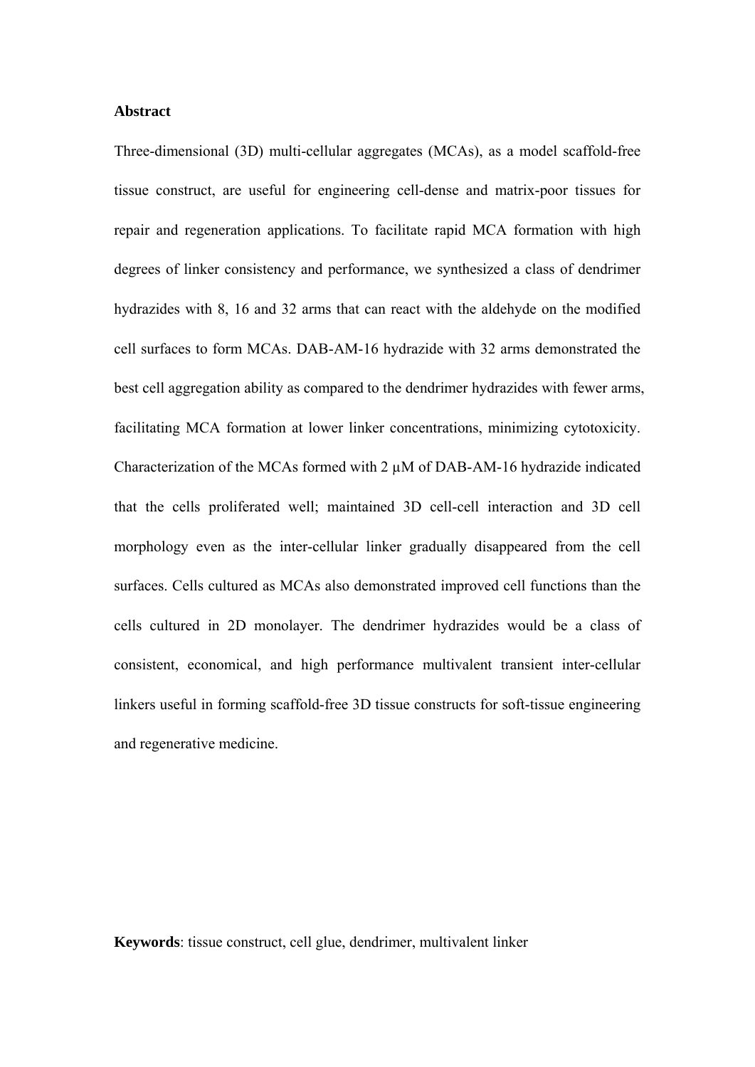## Abstract

Three-dimensional (3D) multi-cellular aggregates (MCAs), as a model scaffold-free tissue construct, are useful for engineering cell-dense and matrix-poor tissues for repair and regeneration applications. To facilitate rapid MCA formation with high degrees of linker consistency and performance, we synthesized a class of dendrimer hydrazides with 8, 16 and 32 arms that can react with the aldehyde on the modified cell surfaces to form MCAs. DAB-AM-16 hydrazide with 32 arms demonstrated the best cell aggregation ability as compared to the dendrimer hydrazides with fewer arms, facilitating MCA formation at lower linker concentrations, minimizing cytotoxicity. Characterization of the MCAs formed with 2 μM of DAB-AM-16 hydrazide indicated that the cells proliferated well; maintained 3D cell-cell interaction and 3D cell morphology even as the inter-cellular linker gradually disappeared from the cell surfaces. Cells cultured as MCAs also demonstrated improved cell functions than the cells cultured in 2D monolayer. The dendrimer hydrazides would be a class of consistent, economical, and high performance multivalent transient inter-cellular linkers useful in forming scaffold-free 3D tissue constructs for soft-tissue engineering and regenerative medicine.

**Keywords**: tissue construct, cell glue, dendrimer, multivalent linker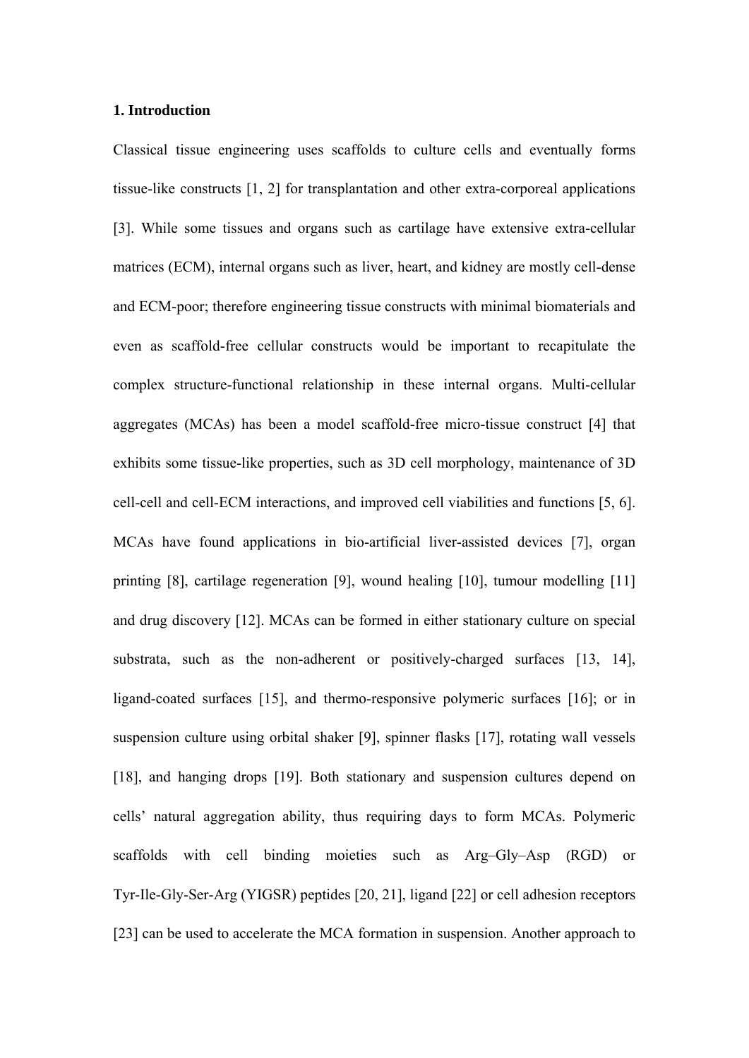## 1. Introduction

Classical tissue engineering uses scaffolds to culture cells and eventually forms tissue-like constructs [1, 2] for transplantation and other extra-corporeal applications [3]. While some tissues and organs such as cartilage have extensive extra-cellular matrices (ECM), internal organs such as liver, heart, and kidney are mostly cell-dense and ECM-poor; therefore engineering tissue constructs with minimal biomaterials and even as scaffold-free cellular constructs would be important to recapitulate the complex structure-functional relationship in these internal organs. Multi-cellular aggregates (MCAs) has been a model scaffold-free micro-tissue construct [4] that exhibits some tissue-like properties, such as 3D cell morphology, maintenance of 3D cell-cell and cell-ECM interactions, and improved cell viabilities and functions [5, 6]. MCAs have found applications in bio-artificial liver-assisted devices [7], organ printing [8], cartilage regeneration [9], wound healing [10], tumour modelling [11] and drug discovery [12]. MCAs can be formed in either stationary culture on special substrata, such as the non-adherent or positively-charged surfaces [13, 14], ligand-coated surfaces [15], and thermo-responsive polymeric surfaces [16]; or in suspension culture using orbital shaker [9], spinner flasks [17], rotating wall vessels [18], and hanging drops [19]. Both stationary and suspension cultures depend on cells' natural aggregation ability, thus requiring days to form MCAs. Polymeric scaffolds with cell binding moieties such as Arg–Gly–Asp (RGD) or Tyr-Ile-Gly-Ser-Arg (YIGSR) peptides [20, 21], ligand [22] or cell adhesion receptors [23] can be used to accelerate the MCA formation in suspension. Another approach to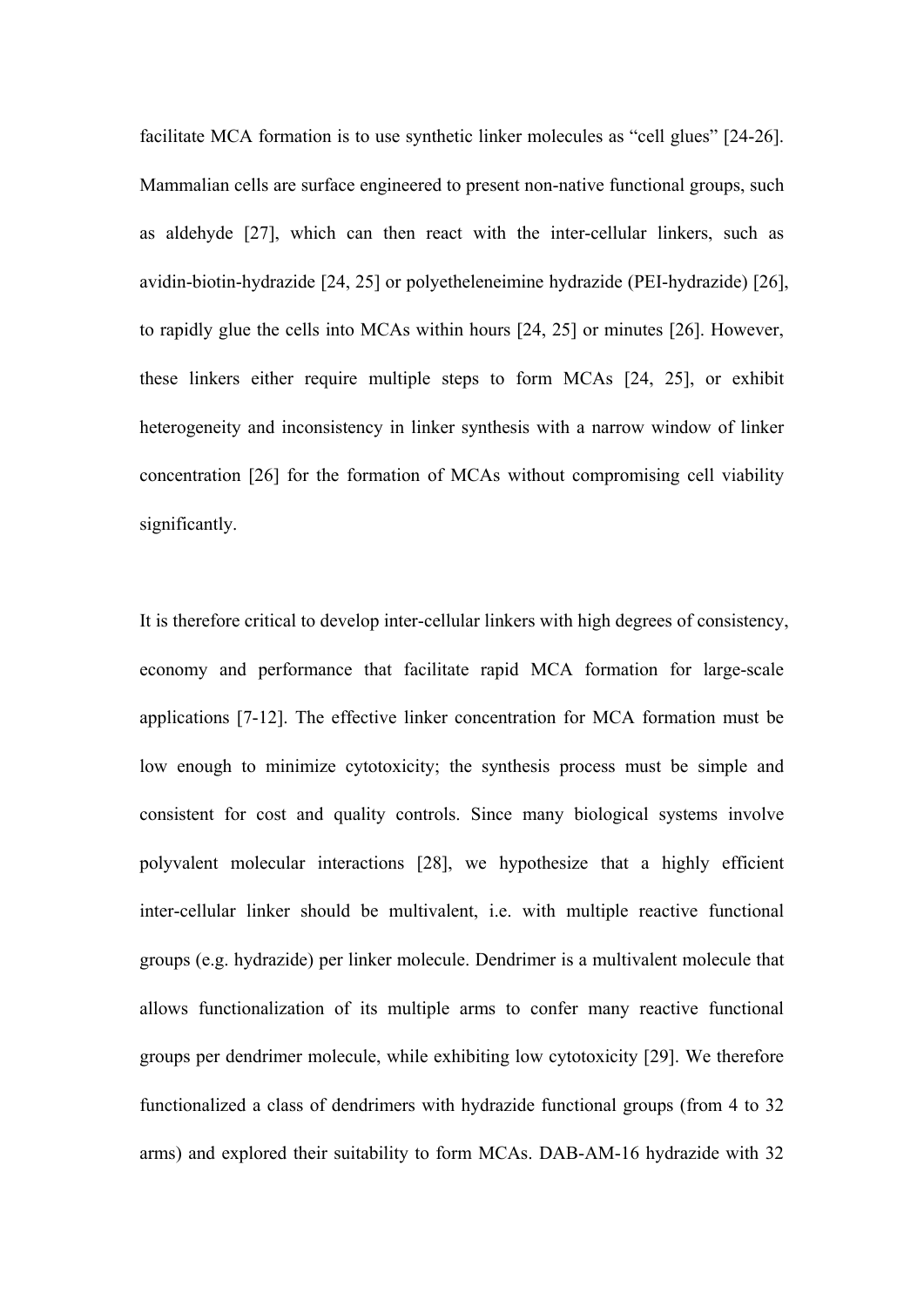facilitate MCA formation is to use synthetic linker molecules as "cell glues" [24-26]. Mammalian cells are surface engineered to present non-native functional groups, such as aldehyde [27], which can then react with the inter-cellular linkers, such as avidin-biotin-hydrazide [24, 25] or polyetheleneimine hydrazide (PEI-hydrazide) [26], to rapidly glue the cells into MCAs within hours [24, 25] or minutes [26]. However, these linkers either require multiple steps to form MCAs [24, 25], or exhibit heterogeneity and inconsistency in linker synthesis with a narrow window of linker concentration [26] for the formation of MCAs without compromising cell viability significantly.

It is therefore critical to develop inter-cellular linkers with high degrees of consistency, economy and performance that facilitate rapid MCA formation for large-scale applications [7-12]. The effective linker concentration for MCA formation must be low enough to minimize cytotoxicity; the synthesis process must be simple and consistent for cost and quality controls. Since many biological systems involve polyvalent molecular interactions [28], we hypothesize that a highly efficient inter-cellular linker should be multivalent, i.e. with multiple reactive functional groups (e.g. hydrazide) per linker molecule. Dendrimer is a multivalent molecule that allows functionalization of its multiple arms to confer many reactive functional groups per dendrimer molecule, while exhibiting low cytotoxicity [29]. We therefore functionalized a class of dendrimers with hydrazide functional groups (from 4 to 32 arms) and explored their suitability to form MCAs. DAB-AM-16 hydrazide with 32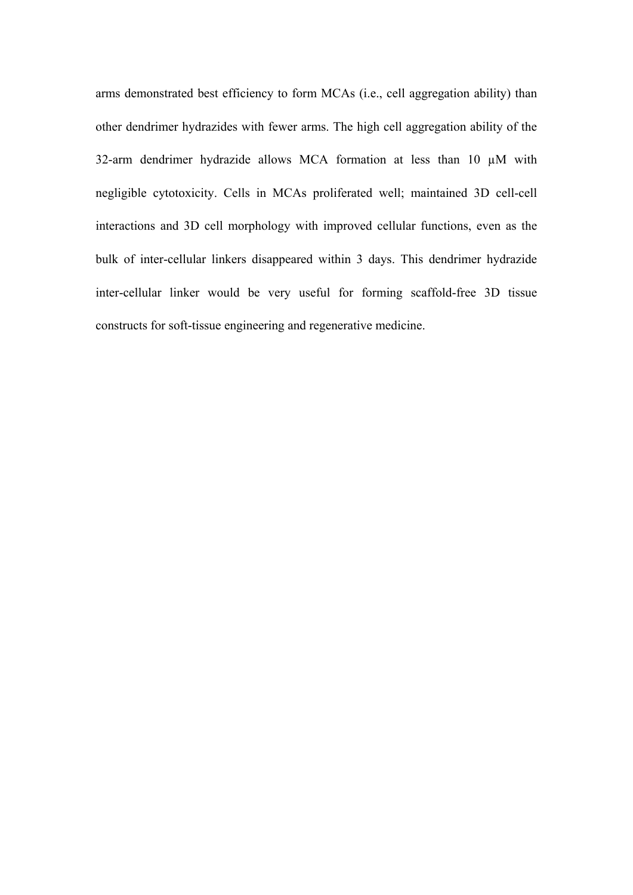arms demonstrated best efficiency to form MCAs (i.e., cell aggregation ability) than other dendrimer hydrazides with fewer arms. The high cell aggregation ability of the 32-arm dendrimer hydrazide allows MCA formation at less than 10 μM with negligible cytotoxicity. Cells in MCAs proliferated well; maintained 3D cell-cell interactions and 3D cell morphology with improved cellular functions, even as the bulk of inter-cellular linkers disappeared within 3 days. This dendrimer hydrazide inter-cellular linker would be very useful for forming scaffold-free 3D tissue constructs for soft-tissue engineering and regenerative medicine.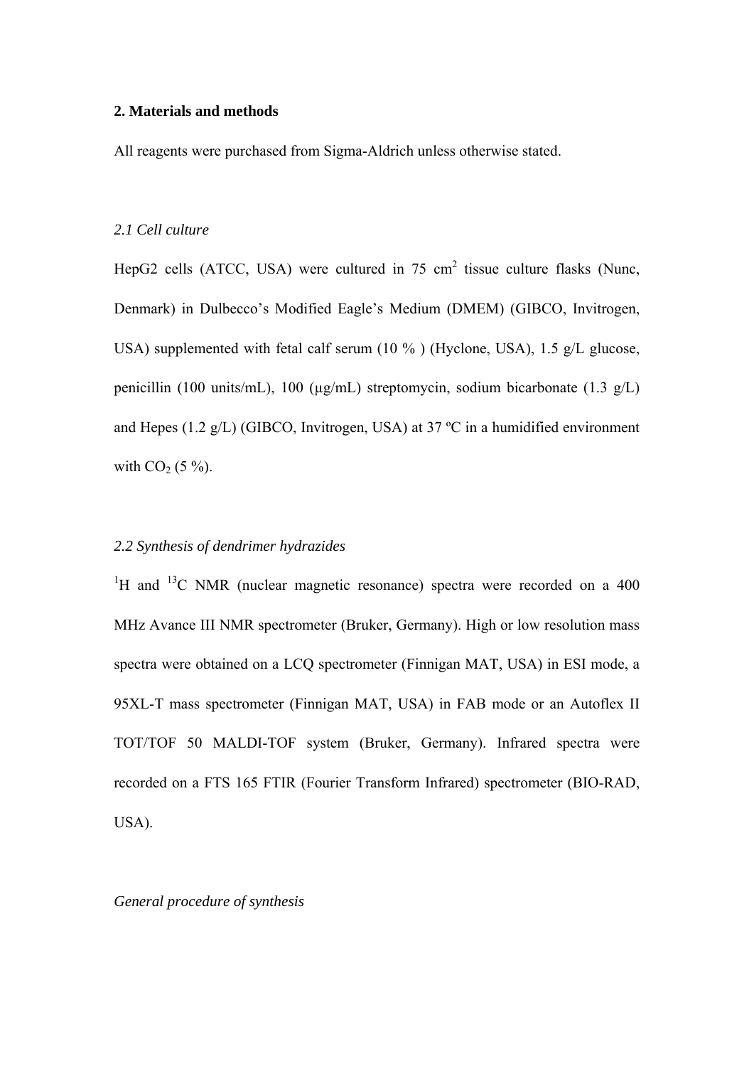## 2. Materials and methods

All reagents were purchased from Sigma-Aldrich unless otherwise stated.

### *2.1 Cell culture*

HepG2 cells (ATCC, USA) were cultured in 75 $cm^2$ tissue culture flasks (Nunc, Denmark) in Dulbecco's Modified Eagle's Medium (DMEM) (GIBCO, Invitrogen, USA) supplemented with fetal calf serum (10 % ) (Hyclone, USA), 1.5 g/L glucose, penicillin (100 units/mL), 100 (μg/mL) streptomycin, sodium bicarbonate (1.3 g/L) and Hepes (1.2 g/L) (GIBCO, Invitrogen, USA) at 37 ºC in a humidified environment with $CO_2$ (5 %).

### *2.2 Synthesis of dendrimer hydrazides*

$^1H$ and $^{13}C$ NMR (nuclear magnetic resonance) spectra were recorded on a 400 MHz Avance III NMR spectrometer (Bruker, Germany). High or low resolution mass spectra were obtained on a LCQ spectrometer (Finnigan MAT, USA) in ESI mode, a 95XL-T mass spectrometer (Finnigan MAT, USA) in FAB mode or an Autoflex II TOT/TOF 50 MALDI-TOF system (Bruker, Germany). Infrared spectra were recorded on a FTS 165 FTIR (Fourier Transform Infrared) spectrometer (BIO-RAD, USA).

*General procedure of synthesis*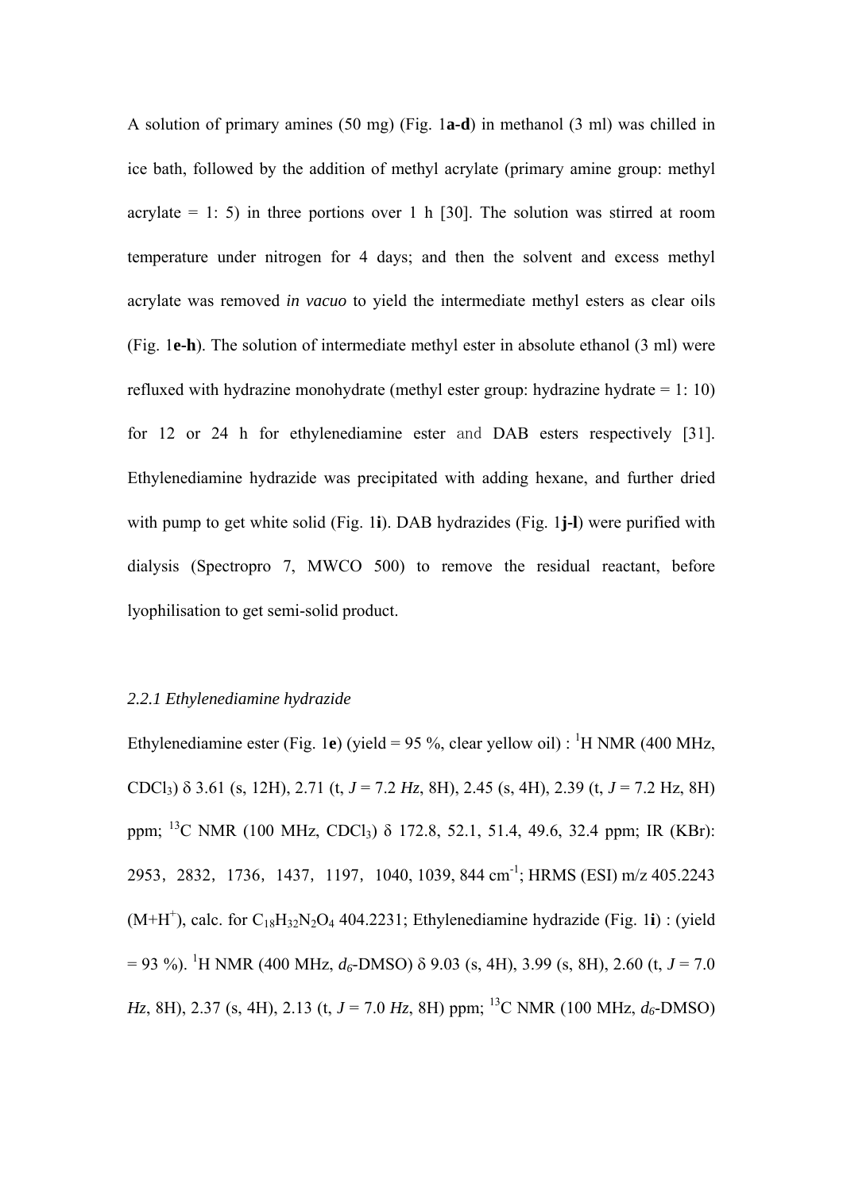A solution of primary amines (50 mg) (Fig. 1**a-d**) in methanol (3 ml) was chilled in ice bath, followed by the addition of methyl acrylate (primary amine group: methyl acrylate = 1: 5) in three portions over 1 h [30]. The solution was stirred at room temperature under nitrogen for 4 days; and then the solvent and excess methyl acrylate was removed *in vacuo* to yield the intermediate methyl esters as clear oils (Fig. 1**e-h**). The solution of intermediate methyl ester in absolute ethanol (3 ml) were refluxed with hydrazine monohydrate (methyl ester group: hydrazine hydrate = 1: 10) for 12 or 24 h for ethylenediamine ester and DAB esters respectively [31]. Ethylenediamine hydrazide was precipitated with adding hexane, and further dried with pump to get white solid (Fig. 1**i**). DAB hydrazides (Fig. 1**j-l**) were purified with dialysis (Spectropro 7, MWCO 500) to remove the residual reactant, before lyophilisation to get semi-solid product.

### *2.2.1 Ethylenediamine hydrazide*

Ethylenediamine ester (Fig. 1**e**) (yield = 95 %, clear yellow oil) : $^{1}$H NMR (400 MHz, $CDCl_3$) δ 3.61 (s, 12H), 2.71 (t, *J* = 7.2 *Hz*, 8H), 2.45 (s, 4H), 2.39 (t, *J* = 7.2 Hz, 8H) ppm; $^{13}$C NMR (100 MHz, $CDCl_3$) δ 172.8, 52.1, 51.4, 49.6, 32.4 ppm; IR (KBr): 2953，2832，1736，1437，1197，1040, 1039, 844 cm$^{-1}$; HRMS (ESI) m/z 405.2243 ($M+H^+$), calc. for $C_{18}H_{32}N_2O_4$ 404.2231; Ethylenediamine hydrazide (Fig. 1**i**) : (yield = 93 %). $^{1}$H NMR (400 MHz, $d_6$-DMSO) δ 9.03 (s, 4H), 3.99 (s, 8H), 2.60 (t, *J* = 7.0 *Hz*, 8H), 2.37 (s, 4H), 2.13 (t, *J* = 7.0 *Hz*, 8H) ppm; $^{13}$C NMR (100 MHz, $d_6$-DMSO)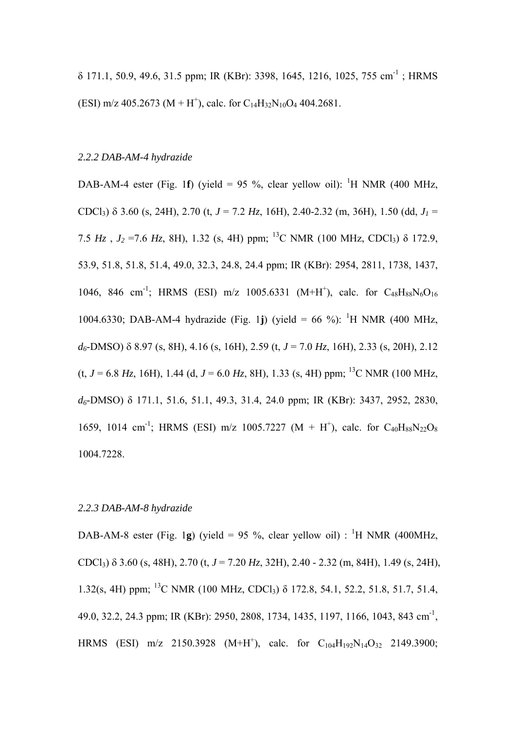δ 171.1, 50.9, 49.6, 31.5 ppm; IR (KBr): 3398, 1645, 1216, 1025, 755 $cm^{-1}$ ; HRMS (ESI) m/z 405.2673 ($M + H^+$), calc. for $C_{14}H_{32}N_{10}O_4$ 404.2681.

### *2.2.2 DAB-AM-4 hydrazide*

DAB-AM-4 ester (Fig. 1**f**) (yield = 95 %, clear yellow oil): $^1$H NMR (400 MHz, $CDCl_3$) δ 3.60 (s, 24H), 2.70 (t, *J* = 7.2 *Hz*, 16H), 2.40-2.32 (m, 36H), 1.50 (dd, $J_1$ = 7.5 *Hz* , $J_2$ =7.6 *Hz*, 8H), 1.32 (s, 4H) ppm; $^{13}$C NMR (100 MHz, $CDCl_3$) δ 172.9, 53.9, 51.8, 51.8, 51.4, 49.0, 32.3, 24.8, 24.4 ppm; IR (KBr): 2954, 2811, 1738, 1437, 1046, 846 $cm^{-1}$; HRMS (ESI) m/z 1005.6331 ($M+H^+$), calc. for $C_{48}H_{88}N_6O_{16}$ 1004.6330; DAB-AM-4 hydrazide (Fig. 1**j**) (yield = 66 %): $^1$H NMR (400 MHz, $d_6$-DMSO) δ 8.97 (s, 8H), 4.16 (s, 16H), 2.59 (t, *J* = 7.0 *Hz*, 16H), 2.33 (s, 20H), 2.12 (t, *J* = 6.8 *Hz*, 16H), 1.44 (d, *J* = 6.0 *Hz*, 8H), 1.33 (s, 4H) ppm; $^{13}$C NMR (100 MHz, $d_6$-DMSO) δ 171.1, 51.6, 51.1, 49.3, 31.4, 24.0 ppm; IR (KBr): 3437, 2952, 2830, 1659, 1014 $cm^{-1}$; HRMS (ESI) m/z 1005.7227 ($M + H^+$), calc. for $C_{40}H_{88}N_{22}O_8$ 1004.7228.

### *2.2.3 DAB-AM-8 hydrazide*

DAB-AM-8 ester (Fig. 1**g**) (yield = 95 %, clear yellow oil) : $^1$H NMR (400MHz, $CDCl_3$) δ 3.60 (s, 48H), 2.70 (t, *J* = 7.20 *Hz*, 32H), 2.40 - 2.32 (m, 84H), 1.49 (s, 24H), 1.32(s, 4H) ppm; $^{13}$C NMR (100 MHz, $CDCl_3$) δ 172.8, 54.1, 52.2, 51.8, 51.7, 51.4, 49.0, 32.2, 24.3 ppm; IR (KBr): 2950, 2808, 1734, 1435, 1197, 1166, 1043, 843 $cm^{-1}$, HRMS (ESI) m/z 2150.3928 ($M+H^+$), calc. for $C_{104}H_{192}N_{14}O_{32}$ 2149.3900;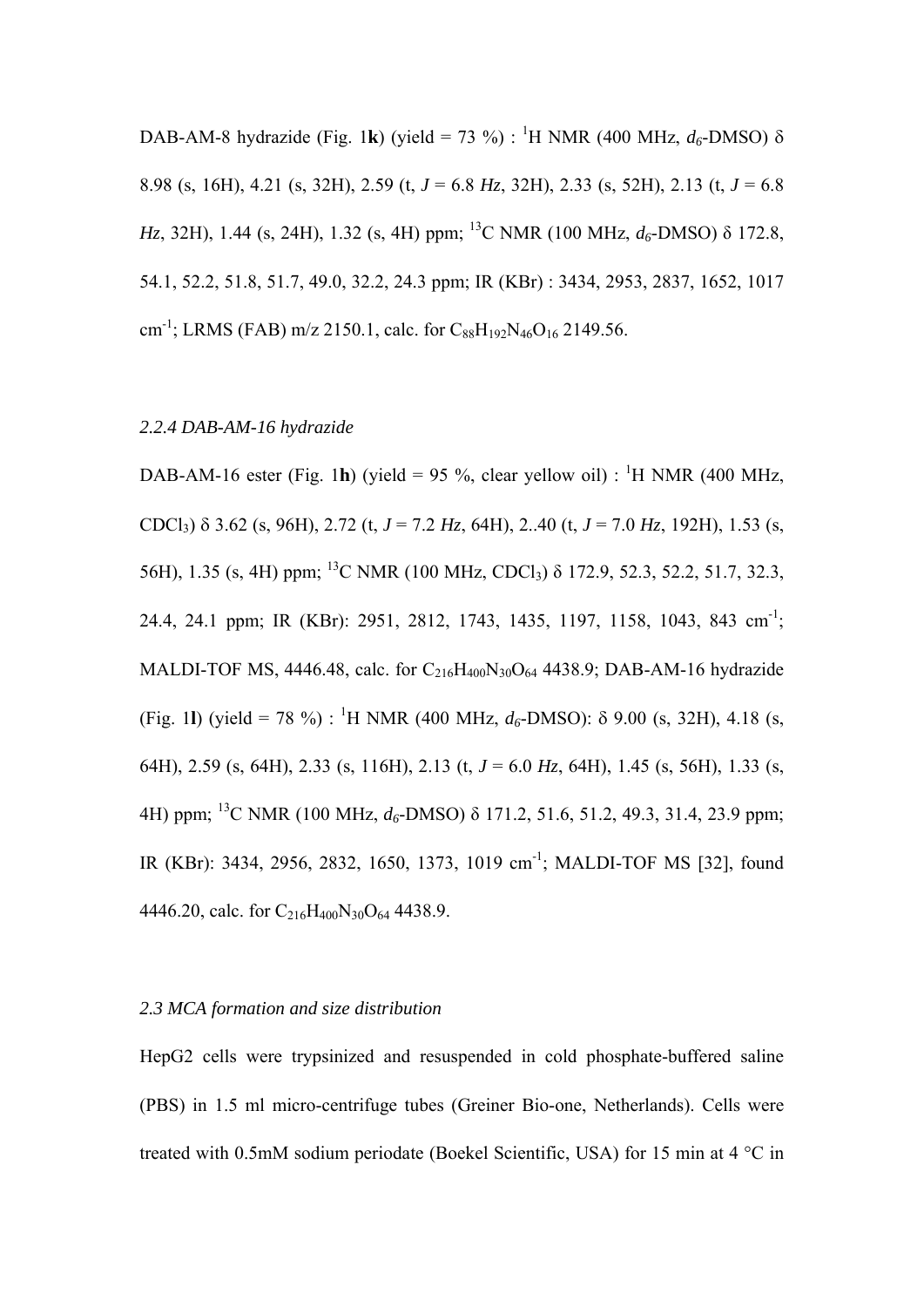DAB-AM-8 hydrazide (Fig. 1**k**) (yield = 73 %) : $^{1}$H NMR (400 MHz, $d_6$-DMSO) δ 8.98 (s, 16H), 4.21 (s, 32H), 2.59 (t, *J* = 6.8 *Hz*, 32H), 2.33 (s, 52H), 2.13 (t, *J* = 6.8 *Hz*, 32H), 1.44 (s, 24H), 1.32 (s, 4H) ppm; $^{13}$C NMR (100 MHz, $d_6$-DMSO) δ 172.8, 54.1, 52.2, 51.8, 51.7, 49.0, 32.2, 24.3 ppm; IR (KBr) : 3434, 2953, 2837, 1652, 1017 cm$^{-1}$; LRMS (FAB) m/z 2150.1, calc. for $C_{88}H_{192}N_{46}O_{16}$ 2149.56.

### *2.2.4 DAB-AM-16 hydrazide*

DAB-AM-16 ester (Fig. 1**h**) (yield = 95 %, clear yellow oil) : $^{1}$H NMR (400 MHz, $CDCl_3$) δ 3.62 (s, 96H), 2.72 (t, *J* = 7.2 *Hz*, 64H), 2..40 (t, *J* = 7.0 *Hz*, 192H), 1.53 (s, 56H), 1.35 (s, 4H) ppm; $^{13}$C NMR (100 MHz, $CDCl_3$) δ 172.9, 52.3, 52.2, 51.7, 32.3, 24.4, 24.1 ppm; IR (KBr): 2951, 2812, 1743, 1435, 1197, 1158, 1043, 843 cm$^{-1}$; MALDI-TOF MS, 4446.48, calc. for $C_{216}H_{400}N_{30}O_{64}$ 4438.9; DAB-AM-16 hydrazide (Fig. 1**l**) (yield = 78 %) : $^{1}$H NMR (400 MHz, $d_6$-DMSO): δ 9.00 (s, 32H), 4.18 (s, 64H), 2.59 (s, 64H), 2.33 (s, 116H), 2.13 (t, *J* = 6.0 *Hz*, 64H), 1.45 (s, 56H), 1.33 (s, 4H) ppm; $^{13}$C NMR (100 MHz, $d_6$-DMSO) δ 171.2, 51.6, 51.2, 49.3, 31.4, 23.9 ppm; IR (KBr): 3434, 2956, 2832, 1650, 1373, 1019 cm$^{-1}$; MALDI-TOF MS [32], found 4446.20, calc. for $C_{216}H_{400}N_{30}O_{64}$ 4438.9.

### *2.3 MCA formation and size distribution*

HepG2 cells were trypsinized and resuspended in cold phosphate-buffered saline (PBS) in 1.5 ml micro-centrifuge tubes (Greiner Bio-one, Netherlands). Cells were treated with 0.5mM sodium periodate (Boekel Scientific, USA) for 15 min at 4 °C in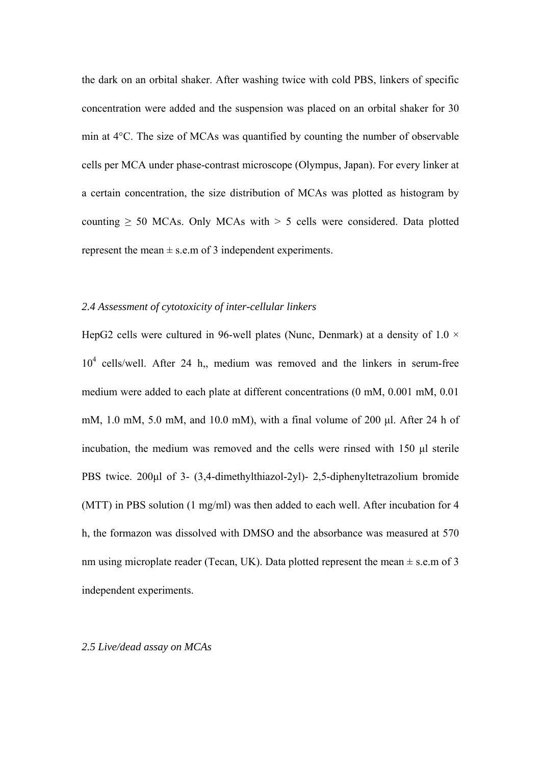the dark on an orbital shaker. After washing twice with cold PBS, linkers of specific concentration were added and the suspension was placed on an orbital shaker for 30 min at 4°C. The size of MCAs was quantified by counting the number of observable cells per MCA under phase-contrast microscope (Olympus, Japan). For every linker at a certain concentration, the size distribution of MCAs was plotted as histogram by counting ≥ 50 MCAs. Only MCAs with > 5 cells were considered. Data plotted represent the mean ± s.e.m of 3 independent experiments.

### *2.4 Assessment of cytotoxicity of inter-cellular linkers*

HepG2 cells were cultured in 96-well plates (Nunc, Denmark) at a density of $1.0 \times 10^4$ cells/well. After 24 h,, medium was removed and the linkers in serum-free medium were added to each plate at different concentrations (0 mM, 0.001 mM, 0.01 mM, 1.0 mM, 5.0 mM, and 10.0 mM), with a final volume of 200 µl. After 24 h of incubation, the medium was removed and the cells were rinsed with 150 µl sterile PBS twice. 200µl of 3- (3,4-dimethylthiazol-2yl)- 2,5-diphenyltetrazolium bromide (MTT) in PBS solution (1 mg/ml) was then added to each well. After incubation for 4 h, the formazon was dissolved with DMSO and the absorbance was measured at 570 nm using microplate reader (Tecan, UK). Data plotted represent the mean ± s.e.m of 3 independent experiments.

### *2.5 Live/dead assay on MCAs*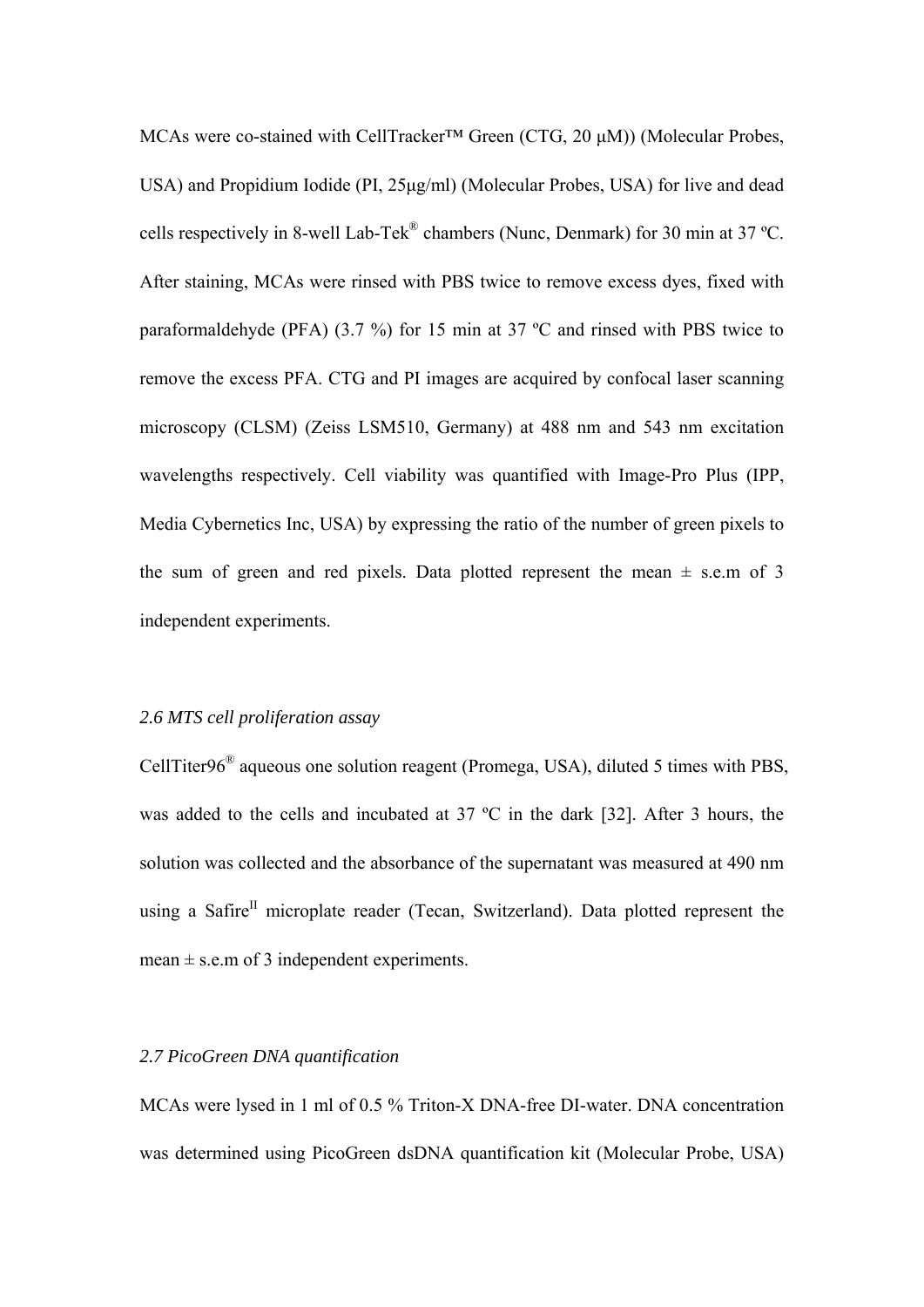MCAs were co-stained with CellTracker™ Green (CTG, 20 μM)) (Molecular Probes, USA) and Propidium Iodide (PI, 25μg/ml) (Molecular Probes, USA) for live and dead cells respectively in 8-well Lab-Tek® chambers (Nunc, Denmark) for 30 min at 37 ºC. After staining, MCAs were rinsed with PBS twice to remove excess dyes, fixed with paraformaldehyde (PFA) (3.7 %) for 15 min at 37 ºC and rinsed with PBS twice to remove the excess PFA. CTG and PI images are acquired by confocal laser scanning microscopy (CLSM) (Zeiss LSM510, Germany) at 488 nm and 543 nm excitation wavelengths respectively. Cell viability was quantified with Image-Pro Plus (IPP, Media Cybernetics Inc, USA) by expressing the ratio of the number of green pixels to the sum of green and red pixels. Data plotted represent the mean ± s.e.m of 3 independent experiments.

### *2.6 MTS cell proliferation assay*

CellTiter96® aqueous one solution reagent (Promega, USA), diluted 5 times with PBS, was added to the cells and incubated at 37 ºC in the dark [32]. After 3 hours, the solution was collected and the absorbance of the supernatant was measured at 490 nm using a Safire$^{II}$ microplate reader (Tecan, Switzerland). Data plotted represent the mean ± s.e.m of 3 independent experiments.

### *2.7 PicoGreen DNA quantification*

MCAs were lysed in 1 ml of 0.5 % Triton-X DNA-free DI-water. DNA concentration was determined using PicoGreen dsDNA quantification kit (Molecular Probe, USA)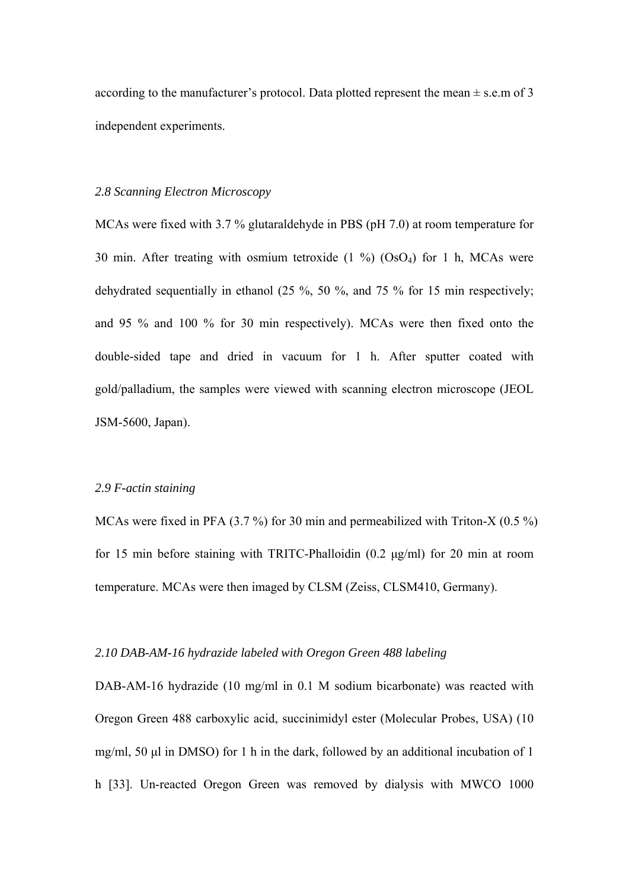according to the manufacturer's protocol. Data plotted represent the mean ± s.e.m of 3 independent experiments.

### *2.8 Scanning Electron Microscopy*

MCAs were fixed with 3.7 % glutaraldehyde in PBS (pH 7.0) at room temperature for 30 min. After treating with osmium tetroxide (1 %) ($OsO_4$) for 1 h, MCAs were dehydrated sequentially in ethanol (25 %, 50 %, and 75 % for 15 min respectively; and 95 % and 100 % for 30 min respectively). MCAs were then fixed onto the double-sided tape and dried in vacuum for 1 h. After sputter coated with gold/palladium, the samples were viewed with scanning electron microscope (JEOL JSM-5600, Japan).

### *2.9 F-actin staining*

MCAs were fixed in PFA (3.7 %) for 30 min and permeabilized with Triton-X (0.5 %) for 15 min before staining with TRITC-Phalloidin (0.2 μg/ml) for 20 min at room temperature. MCAs were then imaged by CLSM (Zeiss, CLSM410, Germany).

### *2.10 DAB-AM-16 hydrazide labeled with Oregon Green 488 labeling*

DAB-AM-16 hydrazide (10 mg/ml in 0.1 M sodium bicarbonate) was reacted with Oregon Green 488 carboxylic acid, succinimidyl ester (Molecular Probes, USA) (10 mg/ml, 50 μl in DMSO) for 1 h in the dark, followed by an additional incubation of 1 h [33]. Un-reacted Oregon Green was removed by dialysis with MWCO 1000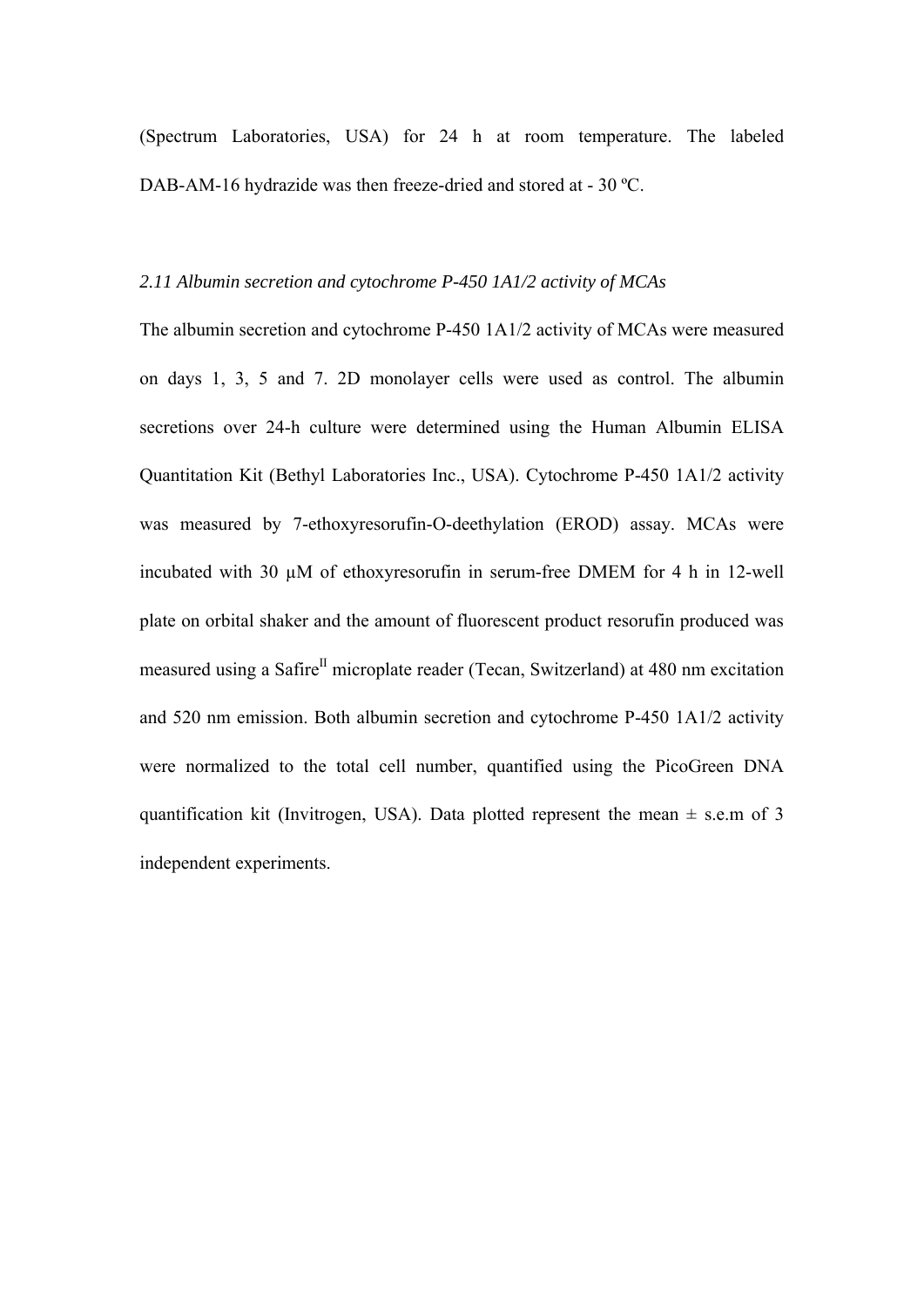(Spectrum Laboratories, USA) for 24 h at room temperature. The labeled DAB-AM-16 hydrazide was then freeze-dried and stored at - 30 ºC.

*2.11 Albumin secretion and cytochrome P-450 1A1/2 activity of MCAs*

The albumin secretion and cytochrome P-450 1A1/2 activity of MCAs were measured on days 1, 3, 5 and 7. 2D monolayer cells were used as control. The albumin secretions over 24-h culture were determined using the Human Albumin ELISA Quantitation Kit (Bethyl Laboratories Inc., USA). Cytochrome P-450 1A1/2 activity was measured by 7-ethoxyresorufin-O-deethylation (EROD) assay. MCAs were incubated with 30 μM of ethoxyresorufin in serum-free DMEM for 4 h in 12-well plate on orbital shaker and the amount of fluorescent product resorufin produced was measured using a Safire$^{II}$ microplate reader (Tecan, Switzerland) at 480 nm excitation and 520 nm emission. Both albumin secretion and cytochrome P-450 1A1/2 activity were normalized to the total cell number, quantified using the PicoGreen DNA quantification kit (Invitrogen, USA). Data plotted represent the mean ± s.e.m of 3 independent experiments.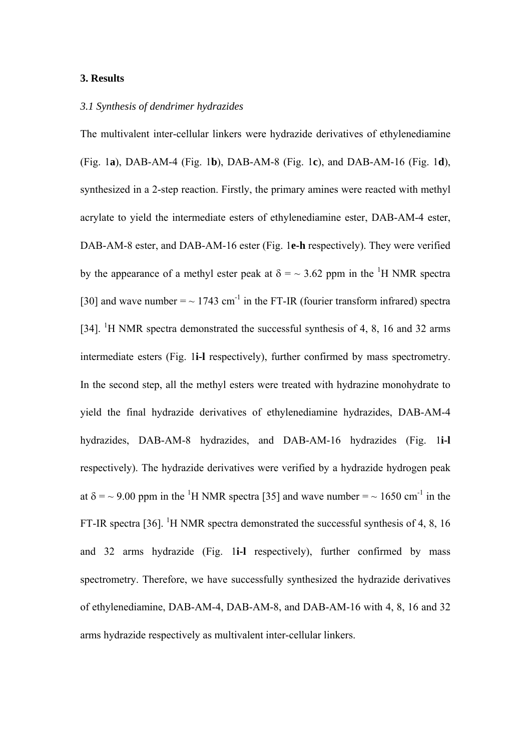## 3. Results

### *3.1 Synthesis of dendrimer hydrazides*

The multivalent inter-cellular linkers were hydrazide derivatives of ethylenediamine (Fig. 1**a**), DAB-AM-4 (Fig. 1**b**), DAB-AM-8 (Fig. 1**c**), and DAB-AM-16 (Fig. 1**d**), synthesized in a 2-step reaction. Firstly, the primary amines were reacted with methyl acrylate to yield the intermediate esters of ethylenediamine ester, DAB-AM-4 ester, DAB-AM-8 ester, and DAB-AM-16 ester (Fig. 1**e-h** respectively). They were verified by the appearance of a methyl ester peak at $\delta = \sim 3.62$ ppm in the $^1$H NMR spectra [30] and wave number = ~ 1743 cm$^{-1}$ in the FT-IR (fourier transform infrared) spectra [34]. $^1$H NMR spectra demonstrated the successful synthesis of 4, 8, 16 and 32 arms intermediate esters (Fig. 1**i-l** respectively), further confirmed by mass spectrometry. In the second step, all the methyl esters were treated with hydrazine monohydrate to yield the final hydrazide derivatives of ethylenediamine hydrazides, DAB-AM-4 hydrazides, DAB-AM-8 hydrazides, and DAB-AM-16 hydrazides (Fig. 1**i-l** respectively). The hydrazide derivatives were verified by a hydrazide hydrogen peak at $\delta = \sim 9.00$ ppm in the $^1$H NMR spectra [35] and wave number = ~ 1650 cm$^{-1}$ in the FT-IR spectra [36]. $^1$H NMR spectra demonstrated the successful synthesis of 4, 8, 16 and 32 arms hydrazide (Fig. 1**i-l** respectively), further confirmed by mass spectrometry. Therefore, we have successfully synthesized the hydrazide derivatives of ethylenediamine, DAB-AM-4, DAB-AM-8, and DAB-AM-16 with 4, 8, 16 and 32 arms hydrazide respectively as multivalent inter-cellular linkers.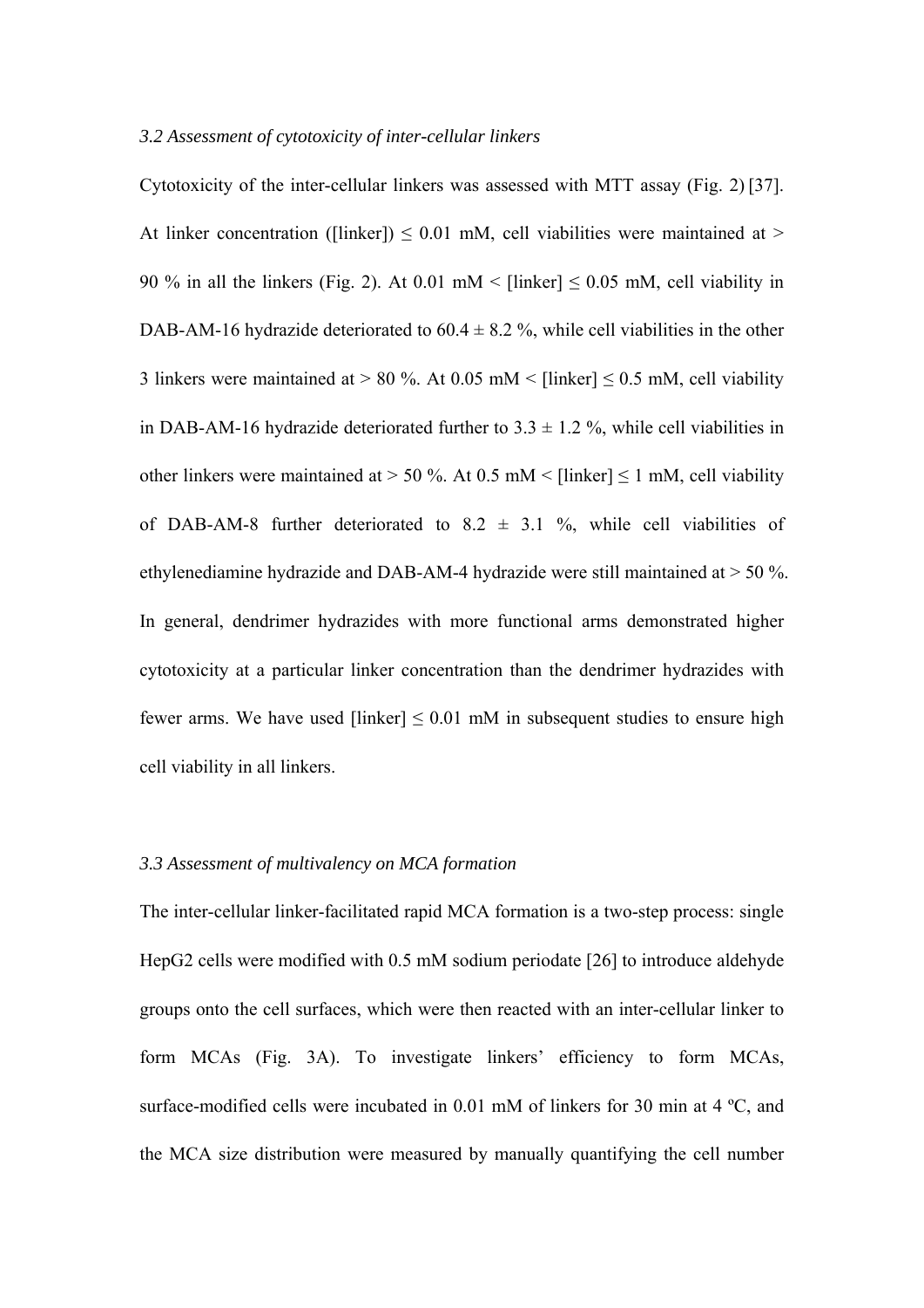### *3.2 Assessment of cytotoxicity of inter-cellular linkers*

Cytotoxicity of the inter-cellular linkers was assessed with MTT assay (Fig. 2) [37]. At linker concentration ([linker]) $\leq$ 0.01 mM, cell viabilities were maintained at > 90 % in all the linkers (Fig. 2). At 0.01 mM < [linker] $\leq$ 0.05 mM, cell viability in DAB-AM-16 hydrazide deteriorated to 60.4 $\pm$ 8.2 %, while cell viabilities in the other 3 linkers were maintained at > 80 %. At 0.05 mM < [linker] $\leq$ 0.5 mM, cell viability in DAB-AM-16 hydrazide deteriorated further to 3.3 $\pm$ 1.2 %, while cell viabilities in other linkers were maintained at > 50 %. At 0.5 mM < [linker] $\leq$ 1 mM, cell viability of DAB-AM-8 further deteriorated to 8.2 $\pm$ 3.1 %, while cell viabilities of ethylenediamine hydrazide and DAB-AM-4 hydrazide were still maintained at > 50 %. In general, dendrimer hydrazides with more functional arms demonstrated higher cytotoxicity at a particular linker concentration than the dendrimer hydrazides with fewer arms. We have used [linker] $\leq$ 0.01 mM in subsequent studies to ensure high cell viability in all linkers.

### *3.3 Assessment of multivalency on MCA formation*

The inter-cellular linker-facilitated rapid MCA formation is a two-step process: single HepG2 cells were modified with 0.5 mM sodium periodate [26] to introduce aldehyde groups onto the cell surfaces, which were then reacted with an inter-cellular linker to form MCAs (Fig. 3A). To investigate linkers' efficiency to form MCAs, surface-modified cells were incubated in 0.01 mM of linkers for 30 min at 4 ºC, and the MCA size distribution were measured by manually quantifying the cell number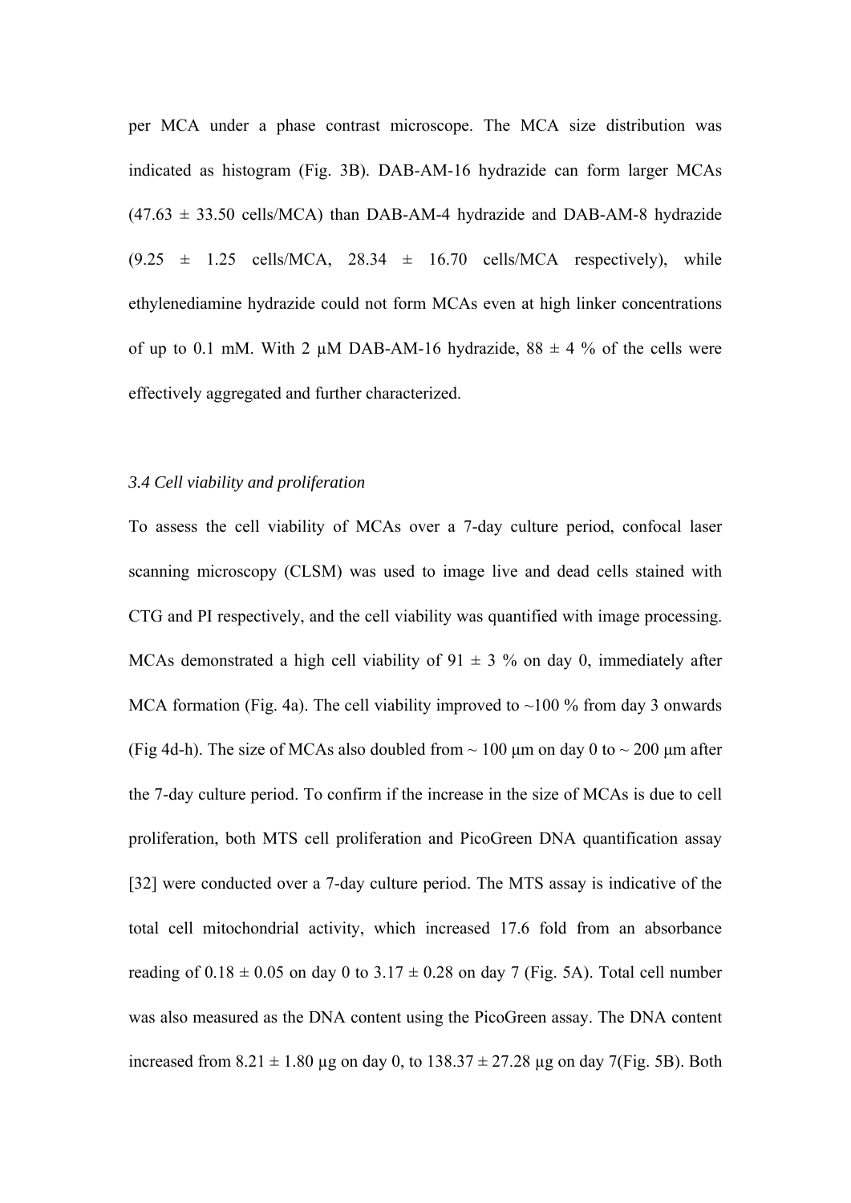per MCA under a phase contrast microscope. The MCA size distribution was indicated as histogram (Fig. 3B). DAB-AM-16 hydrazide can form larger MCAs (47.63 ± 33.50 cells/MCA) than DAB-AM-4 hydrazide and DAB-AM-8 hydrazide (9.25 ± 1.25 cells/MCA, 28.34 ± 16.70 cells/MCA respectively), while ethylenediamine hydrazide could not form MCAs even at high linker concentrations of up to 0.1 mM. With 2 μM DAB-AM-16 hydrazide, 88 ± 4 % of the cells were effectively aggregated and further characterized.

### *3.4 Cell viability and proliferation*

To assess the cell viability of MCAs over a 7-day culture period, confocal laser scanning microscopy (CLSM) was used to image live and dead cells stained with CTG and PI respectively, and the cell viability was quantified with image processing. MCAs demonstrated a high cell viability of 91 ± 3 % on day 0, immediately after MCA formation (Fig. 4a). The cell viability improved to ~100 % from day 3 onwards (Fig 4d-h). The size of MCAs also doubled from ~ 100 μm on day 0 to ~ 200 μm after the 7-day culture period. To confirm if the increase in the size of MCAs is due to cell proliferation, both MTS cell proliferation and PicoGreen DNA quantification assay [32] were conducted over a 7-day culture period. The MTS assay is indicative of the total cell mitochondrial activity, which increased 17.6 fold from an absorbance reading of 0.18 ± 0.05 on day 0 to 3.17 ± 0.28 on day 7 (Fig. 5A). Total cell number was also measured as the DNA content using the PicoGreen assay. The DNA content increased from 8.21 ± 1.80 μg on day 0, to 138.37 ± 27.28 μg on day 7(Fig. 5B). Both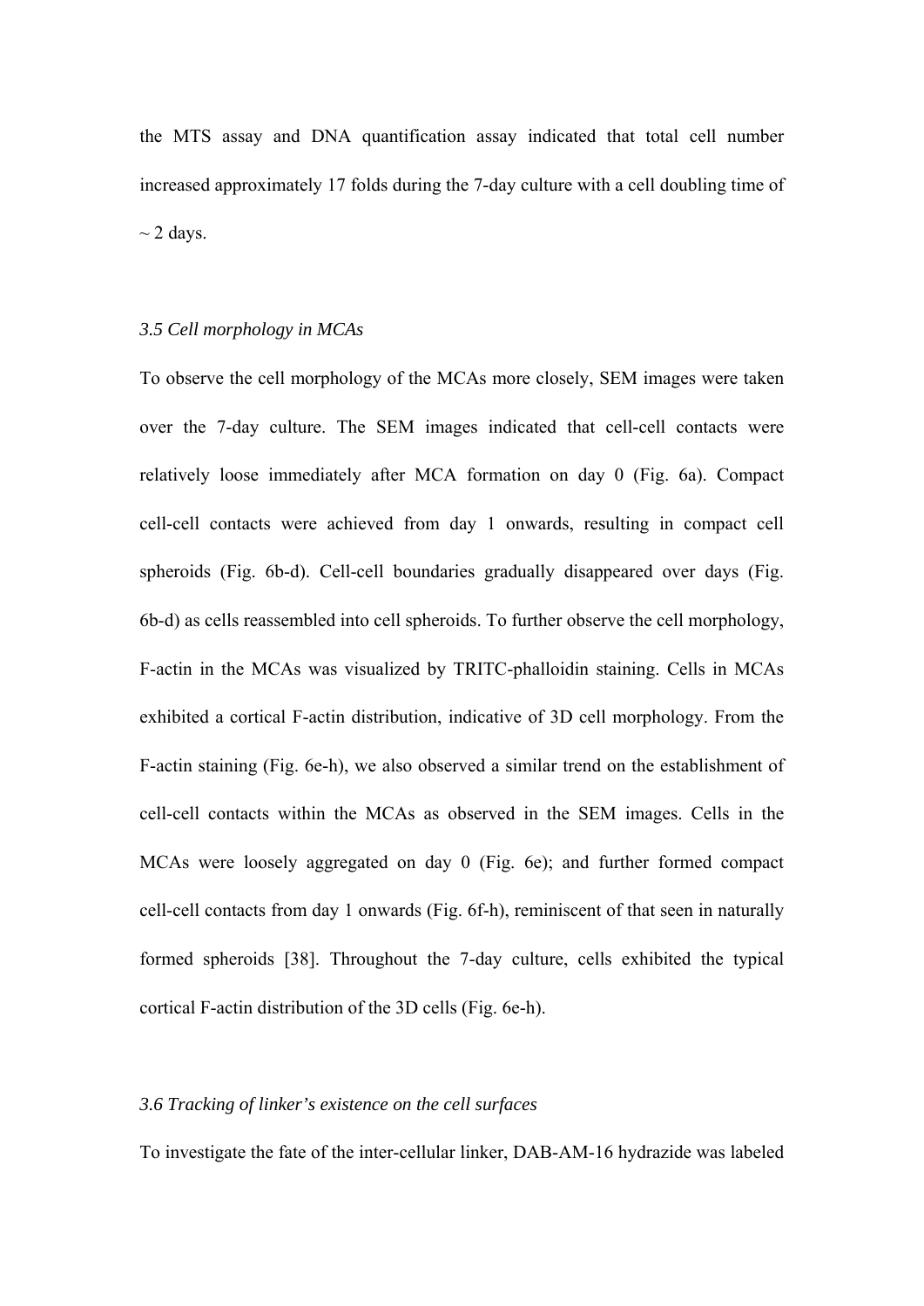the MTS assay and DNA quantification assay indicated that total cell number increased approximately 17 folds during the 7-day culture with a cell doubling time of ~ 2 days.

### *3.5 Cell morphology in MCAs*

To observe the cell morphology of the MCAs more closely, SEM images were taken over the 7-day culture. The SEM images indicated that cell-cell contacts were relatively loose immediately after MCA formation on day 0 (Fig. 6a). Compact cell-cell contacts were achieved from day 1 onwards, resulting in compact cell spheroids (Fig. 6b-d). Cell-cell boundaries gradually disappeared over days (Fig. 6b-d) as cells reassembled into cell spheroids. To further observe the cell morphology, F-actin in the MCAs was visualized by TRITC-phalloidin staining. Cells in MCAs exhibited a cortical F-actin distribution, indicative of 3D cell morphology. From the F-actin staining (Fig. 6e-h), we also observed a similar trend on the establishment of cell-cell contacts within the MCAs as observed in the SEM images. Cells in the MCAs were loosely aggregated on day 0 (Fig. 6e); and further formed compact cell-cell contacts from day 1 onwards (Fig. 6f-h), reminiscent of that seen in naturally formed spheroids [38]. Throughout the 7-day culture, cells exhibited the typical cortical F-actin distribution of the 3D cells (Fig. 6e-h).

### *3.6 Tracking of linker's existence on the cell surfaces*

To investigate the fate of the inter-cellular linker, DAB-AM-16 hydrazide was labeled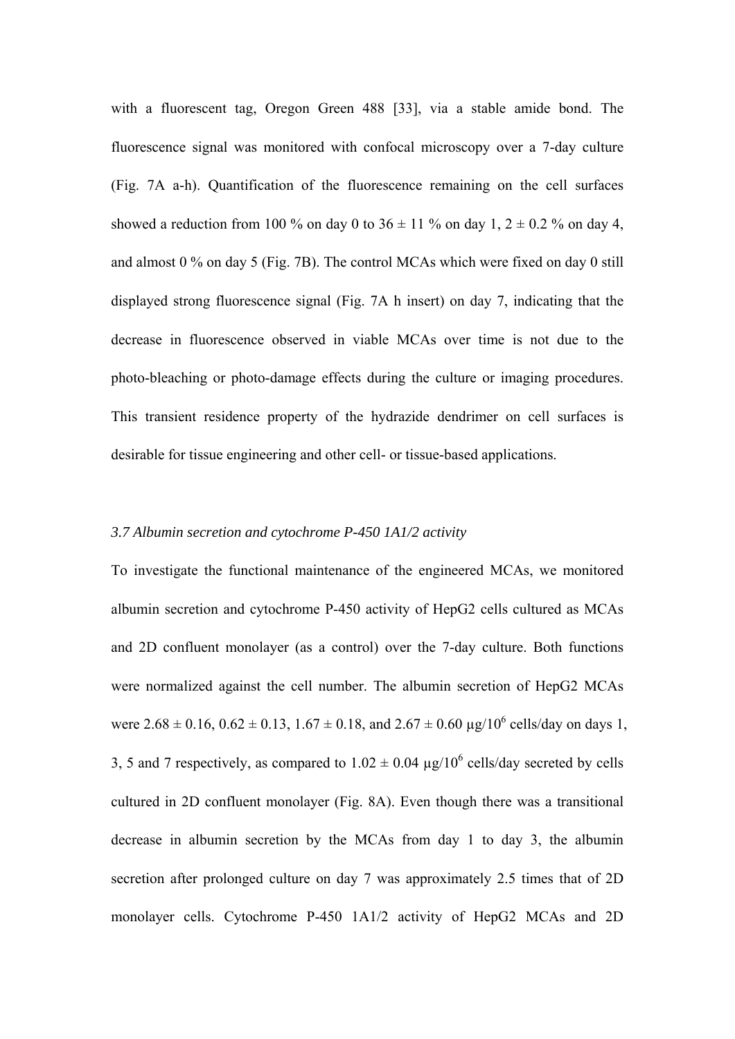with a fluorescent tag, Oregon Green 488 [33], via a stable amide bond. The fluorescence signal was monitored with confocal microscopy over a 7-day culture (Fig. 7A a-h). Quantification of the fluorescence remaining on the cell surfaces showed a reduction from 100 % on day 0 to $36 \pm 11$ % on day 1, $2 \pm 0.2$ % on day 4, and almost 0 % on day 5 (Fig. 7B). The control MCAs which were fixed on day 0 still displayed strong fluorescence signal (Fig. 7A h insert) on day 7, indicating that the decrease in fluorescence observed in viable MCAs over time is not due to the photo-bleaching or photo-damage effects during the culture or imaging procedures. This transient residence property of the hydrazide dendrimer on cell surfaces is desirable for tissue engineering and other cell- or tissue-based applications.

### *3.7 Albumin secretion and cytochrome P-450 1A1/2 activity*

To investigate the functional maintenance of the engineered MCAs, we monitored albumin secretion and cytochrome P-450 activity of HepG2 cells cultured as MCAs and 2D confluent monolayer (as a control) over the 7-day culture. Both functions were normalized against the cell number. The albumin secretion of HepG2 MCAs were $2.68 \pm 0.16$, $0.62 \pm 0.13$, $1.67 \pm 0.18$, and $2.67 \pm 0.60$ μg/$10^6$ cells/day on days 1, 3, 5 and 7 respectively, as compared to $1.02 \pm 0.04$ μg/$10^6$ cells/day secreted by cells cultured in 2D confluent monolayer (Fig. 8A). Even though there was a transitional decrease in albumin secretion by the MCAs from day 1 to day 3, the albumin secretion after prolonged culture on day 7 was approximately 2.5 times that of 2D monolayer cells. Cytochrome P-450 1A1/2 activity of HepG2 MCAs and 2D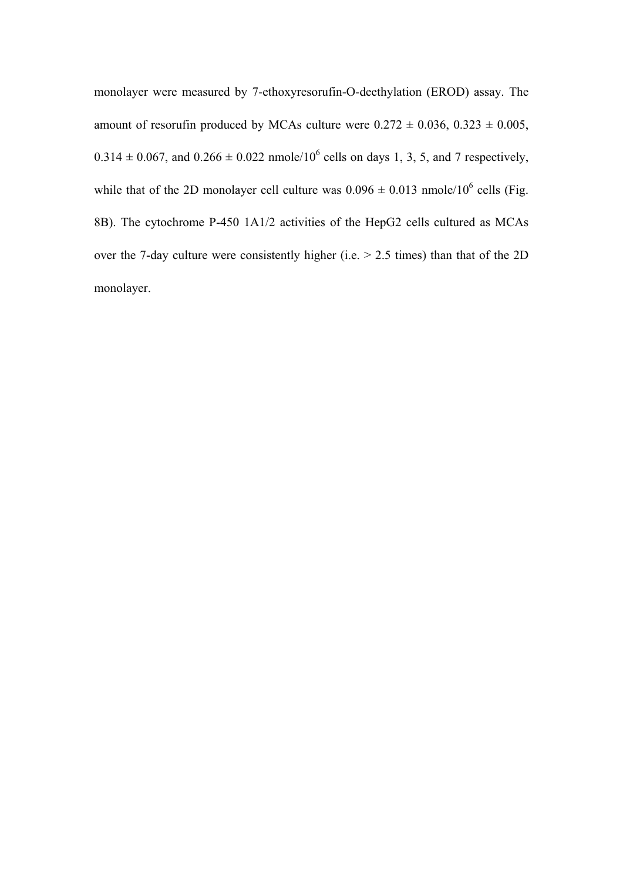monolayer were measured by 7-ethoxyresorufin-O-deethylation (EROD) assay. The amount of resorufin produced by MCAs culture were $0.272 \pm 0.036$, $0.323 \pm 0.005$, $0.314 \pm 0.067$, and $0.266 \pm 0.022$ nmole/$10^6$ cells on days 1, 3, 5, and 7 respectively, while that of the 2D monolayer cell culture was $0.096 \pm 0.013$ nmole/$10^6$ cells (Fig. 8B). The cytochrome P-450 1A1/2 activities of the HepG2 cells cultured as MCAs over the 7-day culture were consistently higher (i.e. $> 2.5$ times) than that of the 2D monolayer.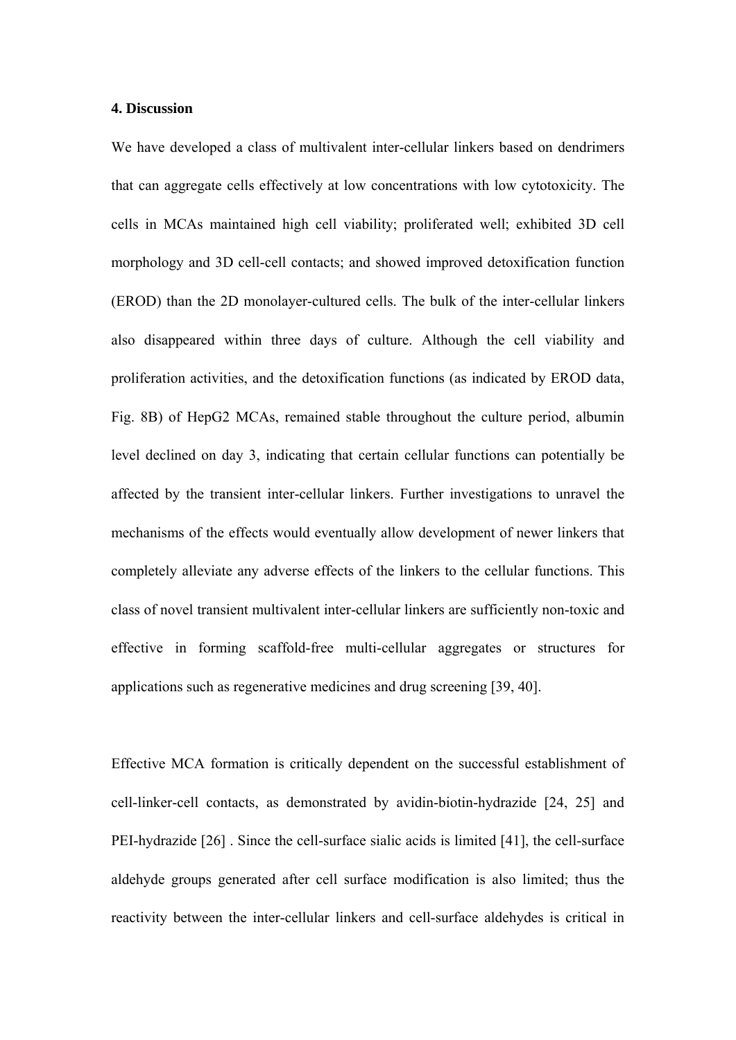## 4. Discussion

We have developed a class of multivalent inter-cellular linkers based on dendrimers that can aggregate cells effectively at low concentrations with low cytotoxicity. The cells in MCAs maintained high cell viability; proliferated well; exhibited 3D cell morphology and 3D cell-cell contacts; and showed improved detoxification function (EROD) than the 2D monolayer-cultured cells. The bulk of the inter-cellular linkers also disappeared within three days of culture. Although the cell viability and proliferation activities, and the detoxification functions (as indicated by EROD data, Fig. 8B) of HepG2 MCAs, remained stable throughout the culture period, albumin level declined on day 3, indicating that certain cellular functions can potentially be affected by the transient inter-cellular linkers. Further investigations to unravel the mechanisms of the effects would eventually allow development of newer linkers that completely alleviate any adverse effects of the linkers to the cellular functions. This class of novel transient multivalent inter-cellular linkers are sufficiently non-toxic and effective in forming scaffold-free multi-cellular aggregates or structures for applications such as regenerative medicines and drug screening [39, 40].

Effective MCA formation is critically dependent on the successful establishment of cell-linker-cell contacts, as demonstrated by avidin-biotin-hydrazide [24, 25] and PEI-hydrazide [26] . Since the cell-surface sialic acids is limited [41], the cell-surface aldehyde groups generated after cell surface modification is also limited; thus the reactivity between the inter-cellular linkers and cell-surface aldehydes is critical in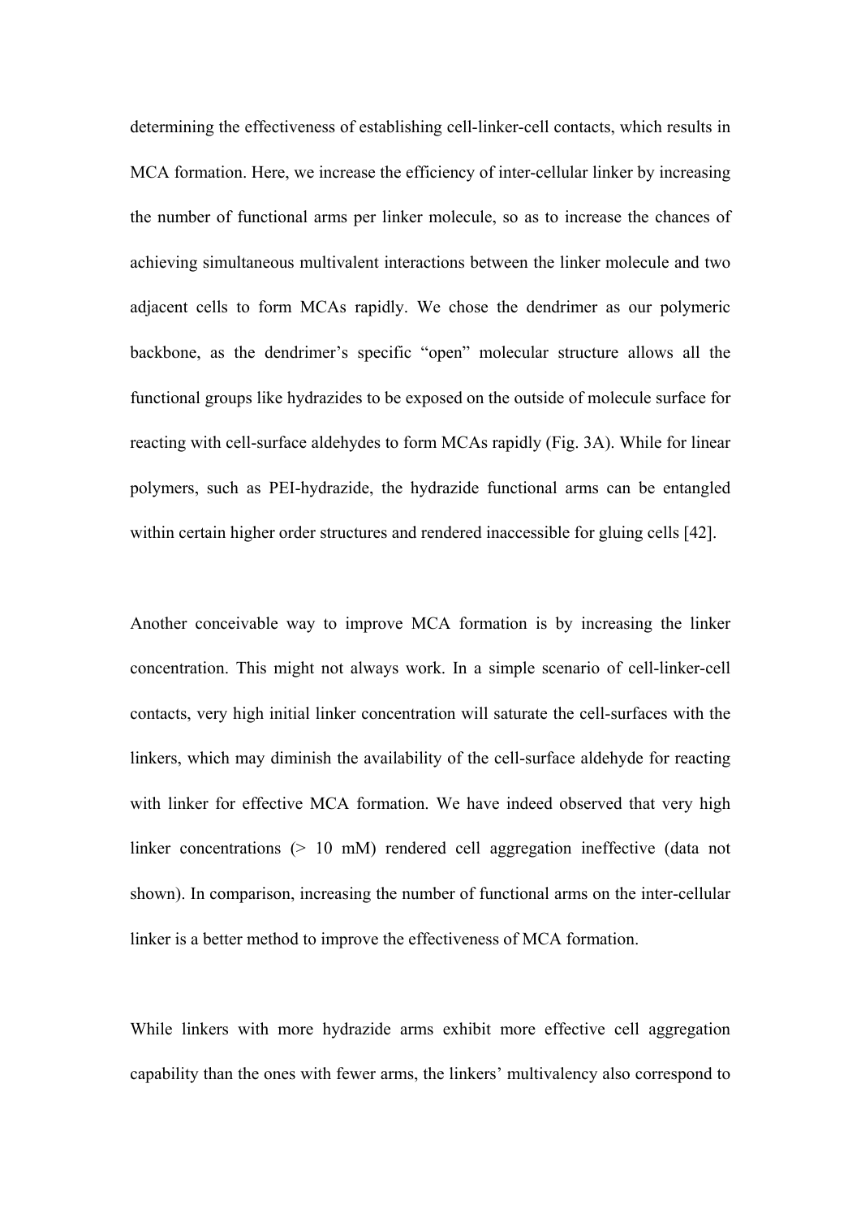determining the effectiveness of establishing cell-linker-cell contacts, which results in MCA formation. Here, we increase the efficiency of inter-cellular linker by increasing the number of functional arms per linker molecule, so as to increase the chances of achieving simultaneous multivalent interactions between the linker molecule and two adjacent cells to form MCAs rapidly. We chose the dendrimer as our polymeric backbone, as the dendrimer's specific "open" molecular structure allows all the functional groups like hydrazides to be exposed on the outside of molecule surface for reacting with cell-surface aldehydes to form MCAs rapidly (Fig. 3A). While for linear polymers, such as PEI-hydrazide, the hydrazide functional arms can be entangled within certain higher order structures and rendered inaccessible for gluing cells [42].

Another conceivable way to improve MCA formation is by increasing the linker concentration. This might not always work. In a simple scenario of cell-linker-cell contacts, very high initial linker concentration will saturate the cell-surfaces with the linkers, which may diminish the availability of the cell-surface aldehyde for reacting with linker for effective MCA formation. We have indeed observed that very high linker concentrations (> 10 mM) rendered cell aggregation ineffective (data not shown). In comparison, increasing the number of functional arms on the inter-cellular linker is a better method to improve the effectiveness of MCA formation.

While linkers with more hydrazide arms exhibit more effective cell aggregation capability than the ones with fewer arms, the linkers' multivalency also correspond to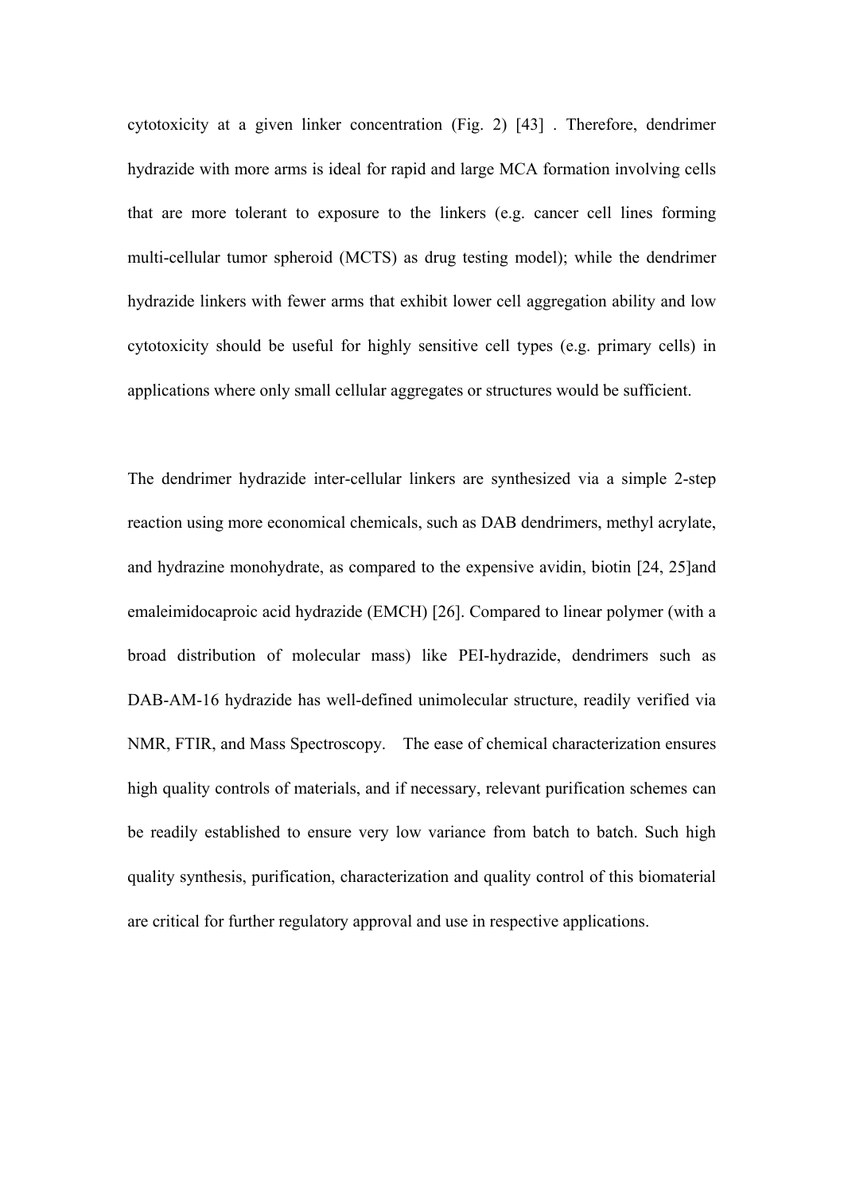cytotoxicity at a given linker concentration (Fig. 2) [43] . Therefore, dendrimer hydrazide with more arms is ideal for rapid and large MCA formation involving cells that are more tolerant to exposure to the linkers (e.g. cancer cell lines forming multi-cellular tumor spheroid (MCTS) as drug testing model); while the dendrimer hydrazide linkers with fewer arms that exhibit lower cell aggregation ability and low cytotoxicity should be useful for highly sensitive cell types (e.g. primary cells) in applications where only small cellular aggregates or structures would be sufficient.

The dendrimer hydrazide inter-cellular linkers are synthesized via a simple 2-step reaction using more economical chemicals, such as DAB dendrimers, methyl acrylate, and hydrazine monohydrate, as compared to the expensive avidin, biotin [24, 25]and emaleimidocaproic acid hydrazide (EMCH) [26]. Compared to linear polymer (with a broad distribution of molecular mass) like PEI-hydrazide, dendrimers such as DAB-AM-16 hydrazide has well-defined unimolecular structure, readily verified via NMR, FTIR, and Mass Spectroscopy. The ease of chemical characterization ensures high quality controls of materials, and if necessary, relevant purification schemes can be readily established to ensure very low variance from batch to batch. Such high quality synthesis, purification, characterization and quality control of this biomaterial are critical for further regulatory approval and use in respective applications.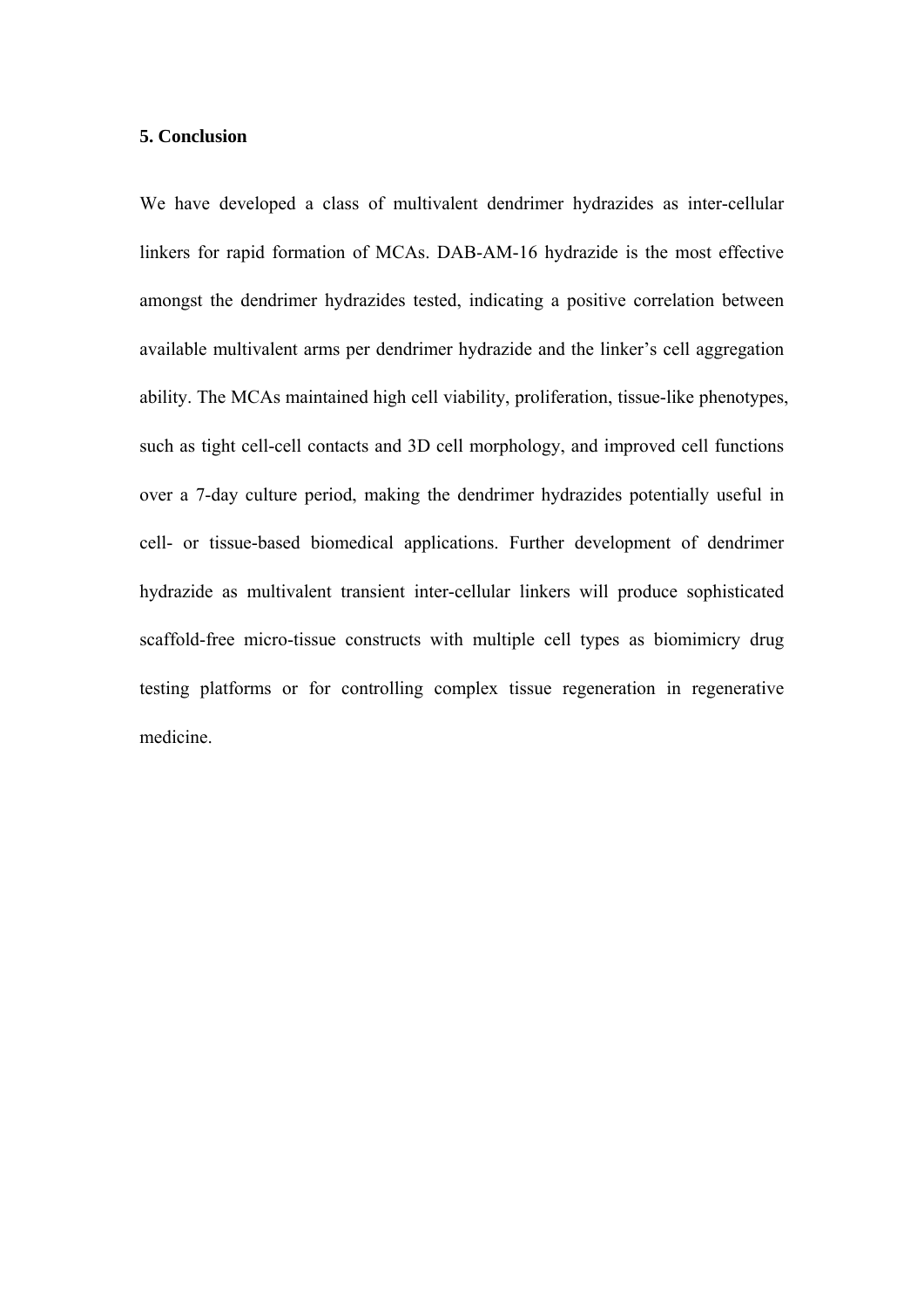## 5. Conclusion

We have developed a class of multivalent dendrimer hydrazides as inter-cellular linkers for rapid formation of MCAs. DAB-AM-16 hydrazide is the most effective amongst the dendrimer hydrazides tested, indicating a positive correlation between available multivalent arms per dendrimer hydrazide and the linker's cell aggregation ability. The MCAs maintained high cell viability, proliferation, tissue-like phenotypes, such as tight cell-cell contacts and 3D cell morphology, and improved cell functions over a 7-day culture period, making the dendrimer hydrazides potentially useful in cell- or tissue-based biomedical applications. Further development of dendrimer hydrazide as multivalent transient inter-cellular linkers will produce sophisticated scaffold-free micro-tissue constructs with multiple cell types as biomimicry drug testing platforms or for controlling complex tissue regeneration in regenerative medicine.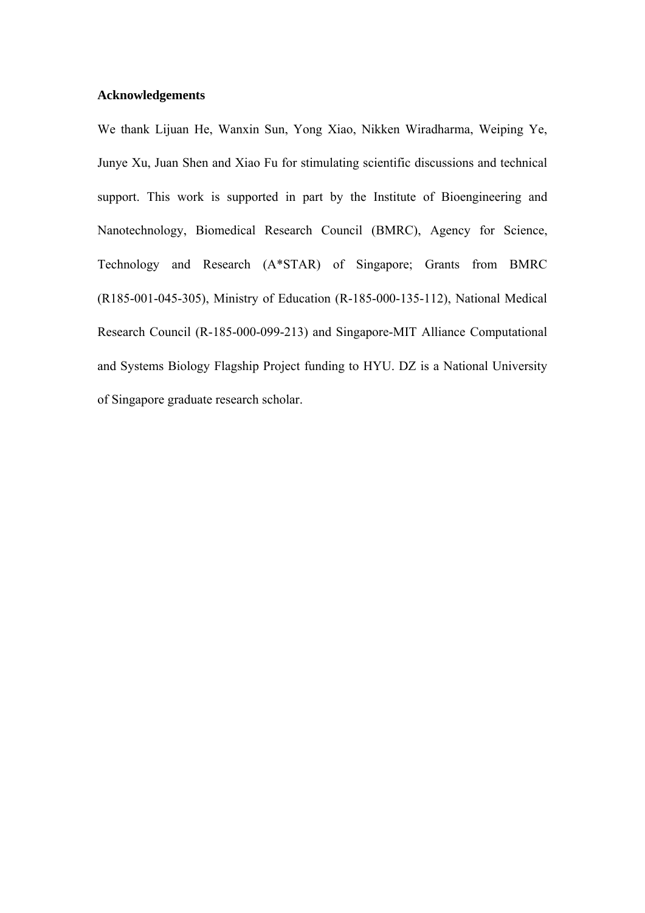## Acknowledgements

We thank Lijuan He, Wanxin Sun, Yong Xiao, Nikken Wiradharma, Weiping Ye, Junye Xu, Juan Shen and Xiao Fu for stimulating scientific discussions and technical support. This work is supported in part by the Institute of Bioengineering and Nanotechnology, Biomedical Research Council (BMRC), Agency for Science, Technology and Research (A*STAR) of Singapore; Grants from BMRC (R185-001-045-305), Ministry of Education (R-185-000-135-112), National Medical Research Council (R-185-000-099-213) and Singapore-MIT Alliance Computational and Systems Biology Flagship Project funding to HYU. DZ is a National University of Singapore graduate research scholar.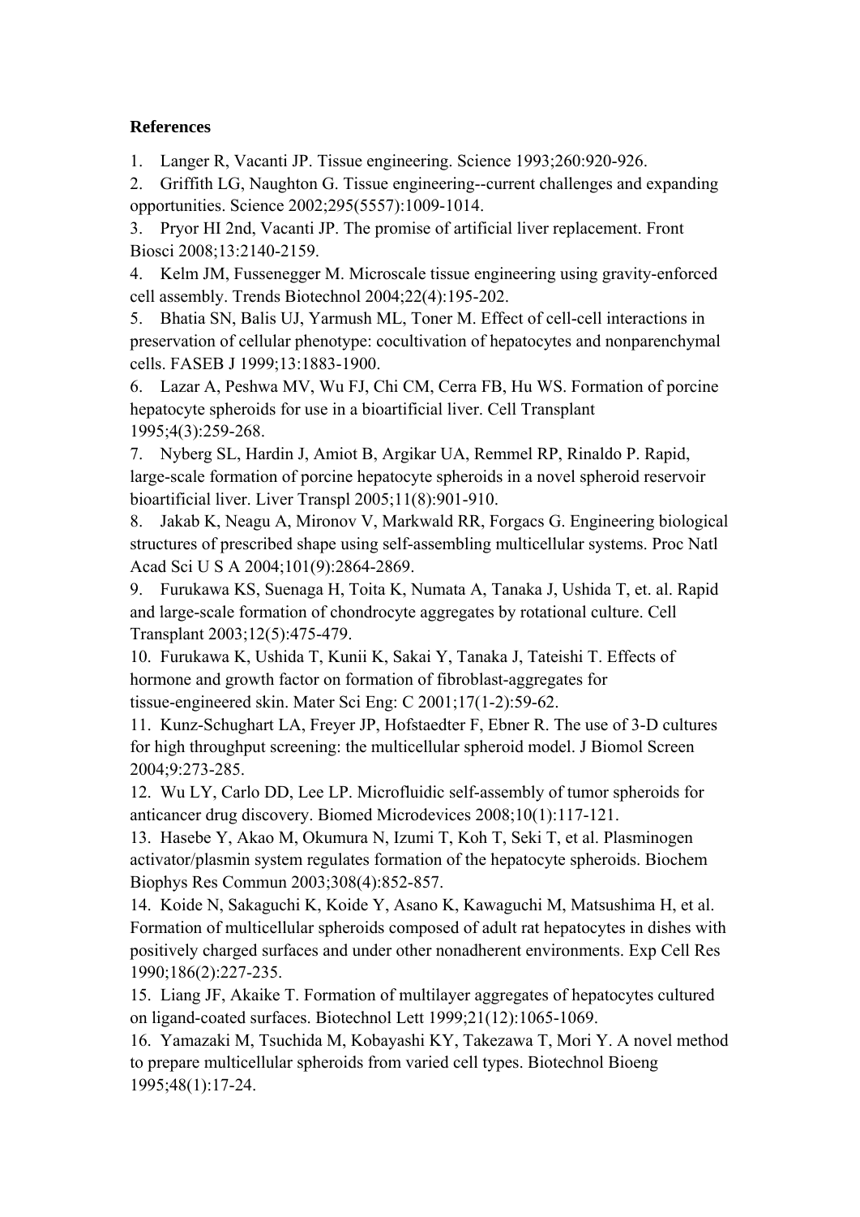**References**

1. Langer R, Vacanti JP. Tissue engineering. Science 1993;260:920-926.
2. Griffith LG, Naughton G. Tissue engineering--current challenges and expanding opportunities. Science 2002;295(5557):1009-1014.
3. Pryor HI 2nd, Vacanti JP. The promise of artificial liver replacement. Front Biosci 2008;13:2140-2159.
4. Kelm JM, Fussenegger M. Microscale tissue engineering using gravity-enforced cell assembly. Trends Biotechnol 2004;22(4):195-202.
5. Bhatia SN, Balis UJ, Yarmush ML, Toner M. Effect of cell-cell interactions in preservation of cellular phenotype: cocultivation of hepatocytes and nonparenchymal cells. FASEB J 1999;13:1883-1900.
6. Lazar A, Peshwa MV, Wu FJ, Chi CM, Cerra FB, Hu WS. Formation of porcine hepatocyte spheroids for use in a bioartificial liver. Cell Transplant 1995;4(3):259-268.
7. Nyberg SL, Hardin J, Amiot B, Argikar UA, Remmel RP, Rinaldo P. Rapid, large-scale formation of porcine hepatocyte spheroids in a novel spheroid reservoir bioartificial liver. Liver Transpl 2005;11(8):901-910.
8. Jakab K, Neagu A, Mironov V, Markwald RR, Forgacs G. Engineering biological structures of prescribed shape using self-assembling multicellular systems. Proc Natl Acad Sci U S A 2004;101(9):2864-2869.
9. Furukawa KS, Suenaga H, Toita K, Numata A, Tanaka J, Ushida T, et. al. Rapid and large-scale formation of chondrocyte aggregates by rotational culture. Cell Transplant 2003;12(5):475-479.
10. Furukawa K, Ushida T, Kunii K, Sakai Y, Tanaka J, Tateishi T. Effects of hormone and growth factor on formation of fibroblast-aggregates for tissue-engineered skin. Mater Sci Eng: C 2001;17(1-2):59-62.
11. Kunz-Schughart LA, Freyer JP, Hofstaedter F, Ebner R. The use of 3-D cultures for high throughput screening: the multicellular spheroid model. J Biomol Screen 2004;9:273-285.
12. Wu LY, Carlo DD, Lee LP. Microfluidic self-assembly of tumor spheroids for anticancer drug discovery. Biomed Microdevices 2008;10(1):117-121.
13. Hasebe Y, Akao M, Okumura N, Izumi T, Koh T, Seki T, et al. Plasminogen activator/plasmin system regulates formation of the hepatocyte spheroids. Biochem Biophys Res Commun 2003;308(4):852-857.
14. Koide N, Sakaguchi K, Koide Y, Asano K, Kawaguchi M, Matsushima H, et al. Formation of multicellular spheroids composed of adult rat hepatocytes in dishes with positively charged surfaces and under other nonadherent environments. Exp Cell Res 1990;186(2):227-235.
15. Liang JF, Akaike T. Formation of multilayer aggregates of hepatocytes cultured on ligand-coated surfaces. Biotechnol Lett 1999;21(12):1065-1069.
16. Yamazaki M, Tsuchida M, Kobayashi KY, Takezawa T, Mori Y. A novel method to prepare multicellular spheroids from varied cell types. Biotechnol Bioeng 1995;48(1):17-24.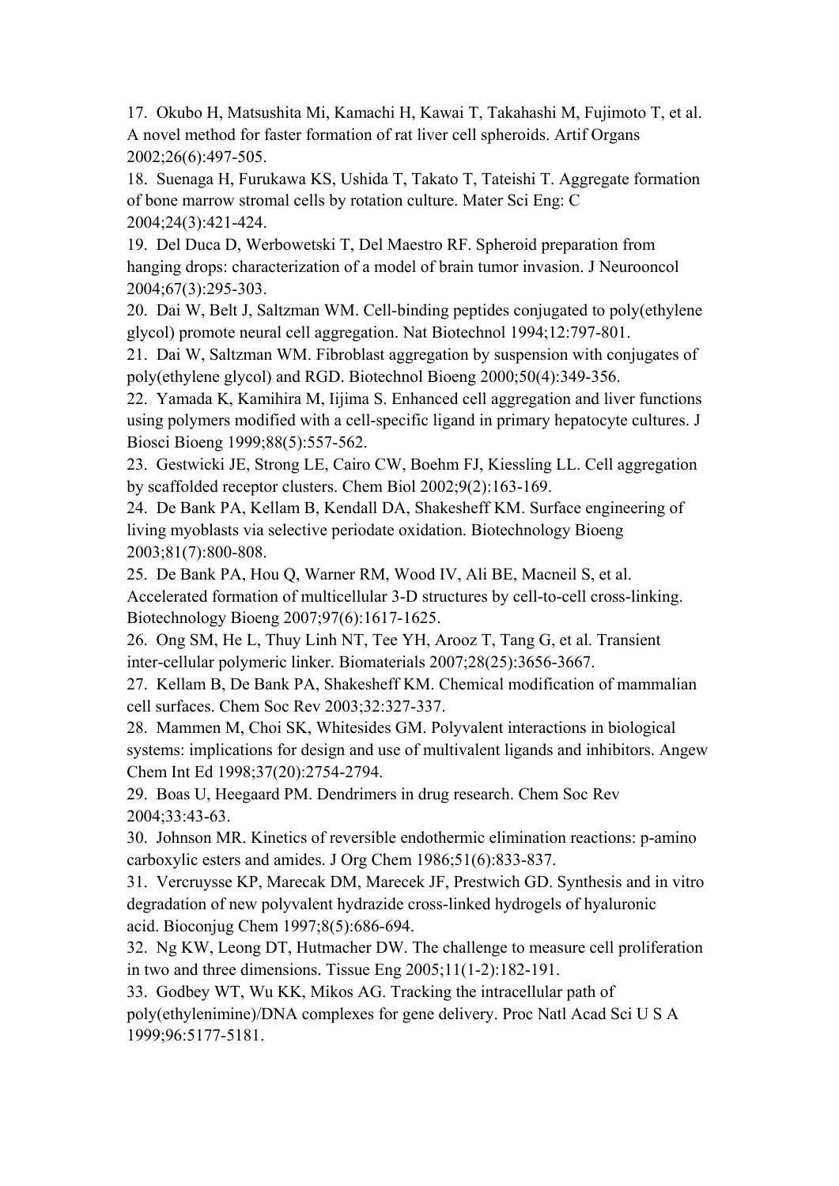17. Okubo H, Matsushita Mi, Kamachi H, Kawai T, Takahashi M, Fujimoto T, et al. A novel method for faster formation of rat liver cell spheroids. Artif Organs 2002;26(6):497-505.

18. Suenaga H, Furukawa KS, Ushida T, Takato T, Tateishi T. Aggregate formation of bone marrow stromal cells by rotation culture. Mater Sci Eng: C 2004;24(3):421-424.

19. Del Duca D, Werbowetski T, Del Maestro RF. Spheroid preparation from hanging drops: characterization of a model of brain tumor invasion. J Neurooncol 2004;67(3):295-303.

20. Dai W, Belt J, Saltzman WM. Cell-binding peptides conjugated to poly(ethylene glycol) promote neural cell aggregation. Nat Biotechnol 1994;12:797-801.

21. Dai W, Saltzman WM. Fibroblast aggregation by suspension with conjugates of poly(ethylene glycol) and RGD. Biotechnol Bioeng 2000;50(4):349-356.

22. Yamada K, Kamihira M, Iijima S. Enhanced cell aggregation and liver functions using polymers modified with a cell-specific ligand in primary hepatocyte cultures. J Biosci Bioeng 1999;88(5):557-562.

23. Gestwicki JE, Strong LE, Cairo CW, Boehm FJ, Kiessling LL. Cell aggregation by scaffolded receptor clusters. Chem Biol 2002;9(2):163-169.

24. De Bank PA, Kellam B, Kendall DA, Shakesheff KM. Surface engineering of living myoblasts via selective periodate oxidation. Biotechnology Bioeng 2003;81(7):800-808.

25. De Bank PA, Hou Q, Warner RM, Wood IV, Ali BE, Macneil S, et al. Accelerated formation of multicellular 3-D structures by cell-to-cell cross-linking. Biotechnology Bioeng 2007;97(6):1617-1625.

26. Ong SM, He L, Thuy Linh NT, Tee YH, Arooz T, Tang G, et al. Transient inter-cellular polymeric linker. Biomaterials 2007;28(25):3656-3667.

27. Kellam B, De Bank PA, Shakesheff KM. Chemical modification of mammalian cell surfaces. Chem Soc Rev 2003;32:327-337.

28. Mammen M, Choi SK, Whitesides GM. Polyvalent interactions in biological systems: implications for design and use of multivalent ligands and inhibitors. Angew Chem Int Ed 1998;37(20):2754-2794.

29. Boas U, Heegaard PM. Dendrimers in drug research. Chem Soc Rev 2004;33:43-63.

30. Johnson MR. Kinetics of reversible endothermic elimination reactions: p-amino carboxylic esters and amides. J Org Chem 1986;51(6):833-837.

31. Vercruysse KP, Marecak DM, Marecek JF, Prestwich GD. Synthesis and in vitro degradation of new polyvalent hydrazide cross-linked hydrogels of hyaluronic acid. Bioconjug Chem 1997;8(5):686-694.

32. Ng KW, Leong DT, Hutmacher DW. The challenge to measure cell proliferation in two and three dimensions. Tissue Eng 2005;11(1-2):182-191.

33. Godbey WT, Wu KK, Mikos AG. Tracking the intracellular path of poly(ethylenimine)/DNA complexes for gene delivery. Proc Natl Acad Sci U S A 1999;96:5177-5181.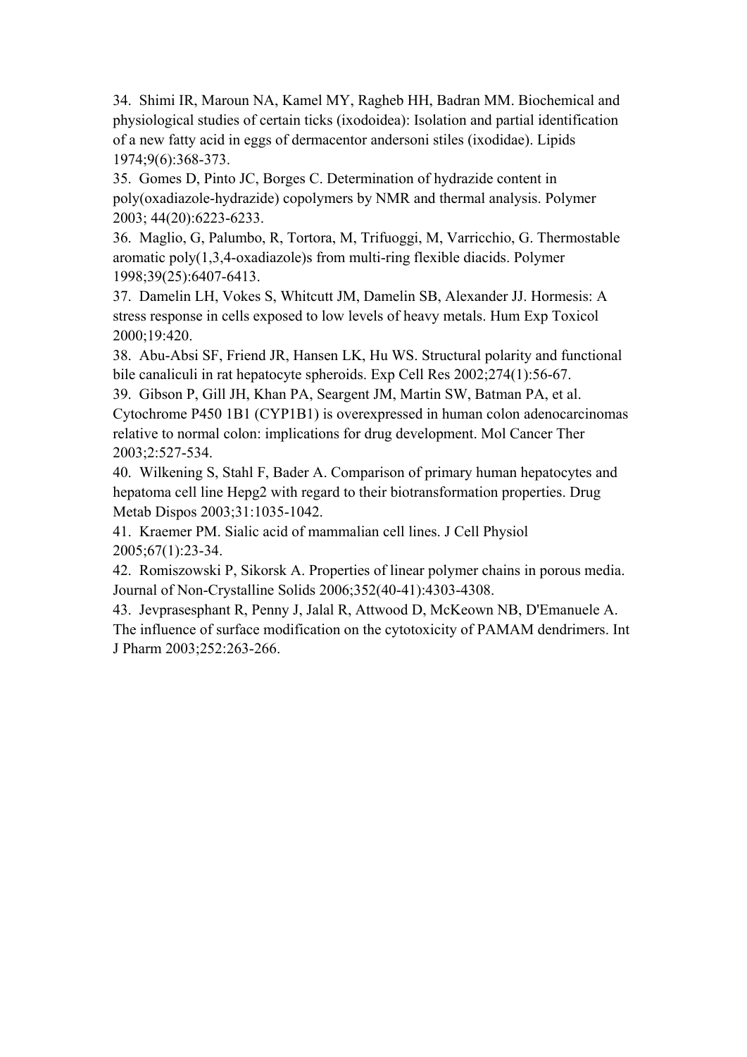34. Shimi IR, Maroun NA, Kamel MY, Ragheb HH, Badran MM. Biochemical and physiological studies of certain ticks (ixodoidea): Isolation and partial identification of a new fatty acid in eggs of dermacentor andersoni stiles (ixodidae). Lipids 1974;9(6):368-373.

35. Gomes D, Pinto JC, Borges C. Determination of hydrazide content in poly(oxadiazole-hydrazide) copolymers by NMR and thermal analysis. Polymer 2003; 44(20):6223-6233.

36. Maglio, G, Palumbo, R, Tortora, M, Trifuoggi, M, Varricchio, G. Thermostable aromatic poly(1,3,4-oxadiazole)s from multi-ring flexible diacids. Polymer 1998;39(25):6407-6413.

37. Damelin LH, Vokes S, Whitcutt JM, Damelin SB, Alexander JJ. Hormesis: A stress response in cells exposed to low levels of heavy metals. Hum Exp Toxicol 2000;19:420.

38. Abu-Absi SF, Friend JR, Hansen LK, Hu WS. Structural polarity and functional bile canaliculi in rat hepatocyte spheroids. Exp Cell Res 2002;274(1):56-67.

39. Gibson P, Gill JH, Khan PA, Seargent JM, Martin SW, Batman PA, et al. Cytochrome P450 1B1 (CYP1B1) is overexpressed in human colon adenocarcinomas relative to normal colon: implications for drug development. Mol Cancer Ther 2003;2:527-534.

40. Wilkening S, Stahl F, Bader A. Comparison of primary human hepatocytes and hepatoma cell line Hepg2 with regard to their biotransformation properties. Drug Metab Dispos 2003;31:1035-1042.

41. Kraemer PM. Sialic acid of mammalian cell lines. J Cell Physiol 2005;67(1):23-34.

42. Romiszowski P, Sikorsk A. Properties of linear polymer chains in porous media. Journal of Non-Crystalline Solids 2006;352(40-41):4303-4308.

43. Jevprasesphant R, Penny J, Jalal R, Attwood D, McKeown NB, D'Emanuele A. The influence of surface modification on the cytotoxicity of PAMAM dendrimers. Int J Pharm 2003;252:263-266.